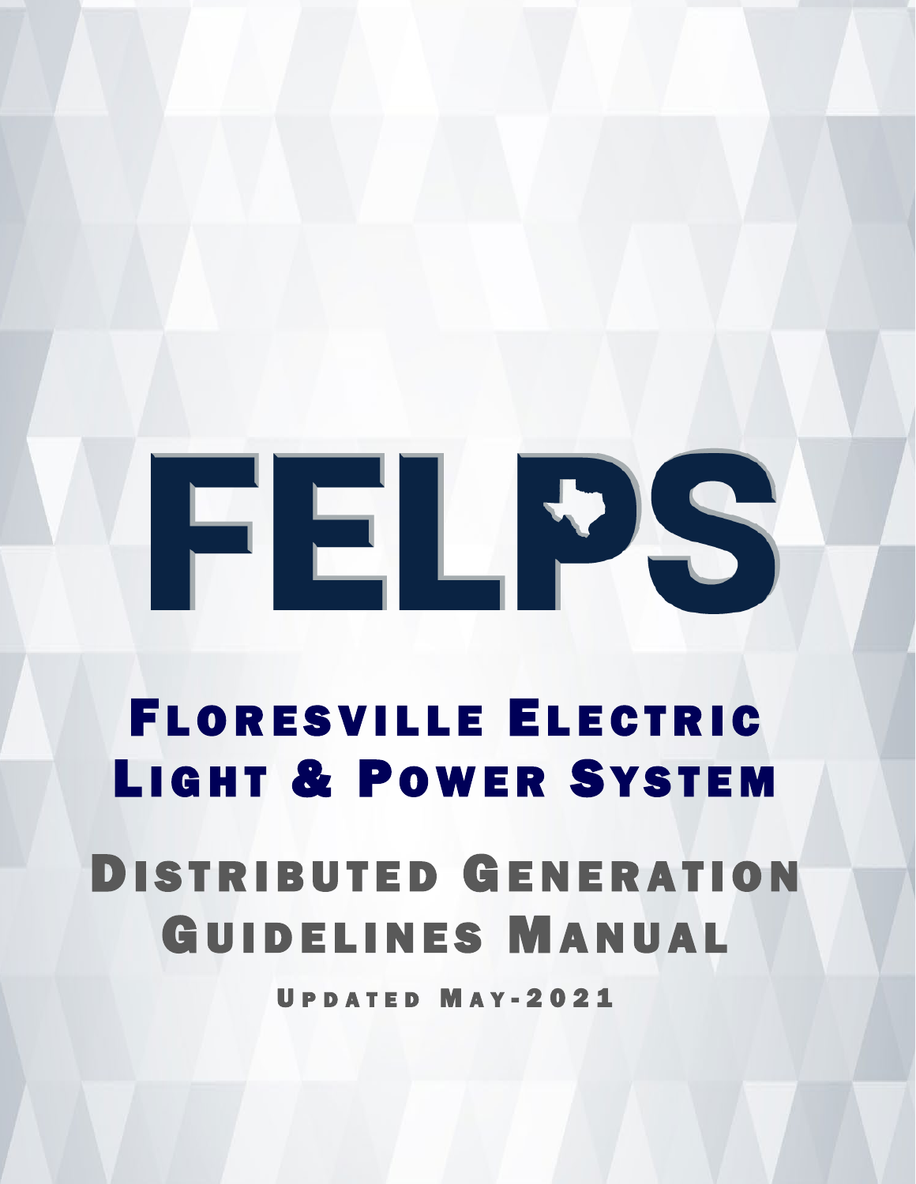# FELPS

## Floresville Electric Light & Power System

## Distributed Generation Guidelines Manual

Updated May-2021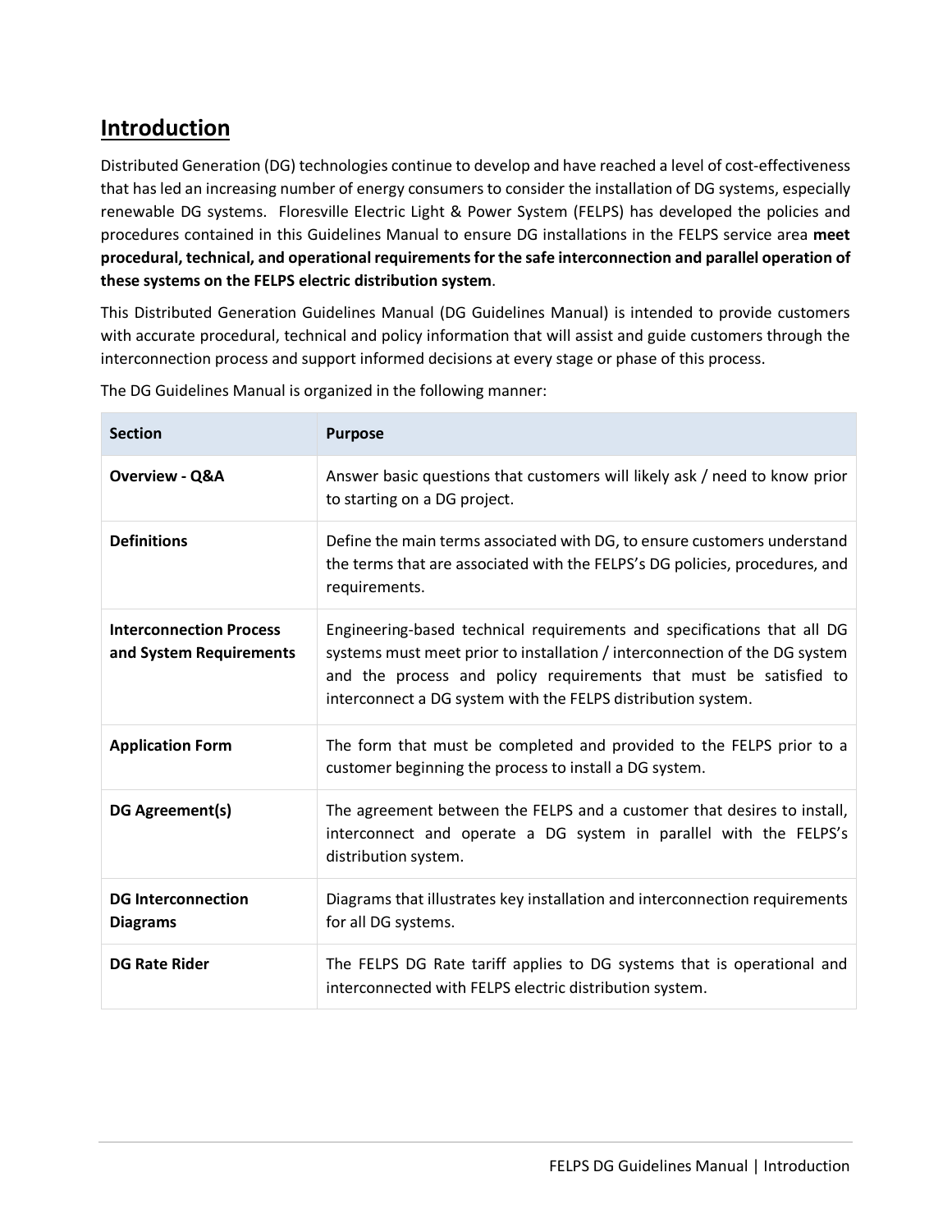## Introduction

Distributed Generation (DG) technologies continue to develop and have reached a level of cost-effectiveness that has led an increasing number of energy consumers to consider the installation of DG systems, especially renewable DG systems. Floresville Electric Light & Power System (FELPS) has developed the policies and procedures contained in this Guidelines Manual to ensure DG installations in the FELPS service area **meet procedural, technical, and operational requirements for the safe interconnection and parallel operation of these systems on the FELPS electric distribution system**.

This Distributed Generation Guidelines Manual (DG Guidelines Manual) is intended to provide customers with accurate procedural, technical and policy information that will assist and guide customers through the interconnection process and support informed decisions at every stage or phase of this process.

The DG Guidelines Manual is organized in the following manner:

| Section | Purpose |
|---|---|
| **Overview - Q&A** | Answer basic questions that customers will likely ask / need to know prior to starting on a DG project. |
| **Definitions** | Define the main terms associated with DG, to ensure customers understand the terms that are associated with the FELPS's DG policies, procedures, and requirements. |
| **Interconnection Process and System Requirements** | Engineering-based technical requirements and specifications that all DG systems must meet prior to installation / interconnection of the DG system and the process and policy requirements that must be satisfied to interconnect a DG system with the FELPS distribution system. |
| **Application Form** | The form that must be completed and provided to the FELPS prior to a customer beginning the process to install a DG system. |
| **DG Agreement(s)** | The agreement between the FELPS and a customer that desires to install, interconnect and operate a DG system in parallel with the FELPS's distribution system. |
| **DG Interconnection Diagrams** | Diagrams that illustrates key installation and interconnection requirements for all DG systems. |
| **DG Rate Rider** | The FELPS DG Rate tariff applies to DG systems that is operational and interconnected with FELPS electric distribution system. |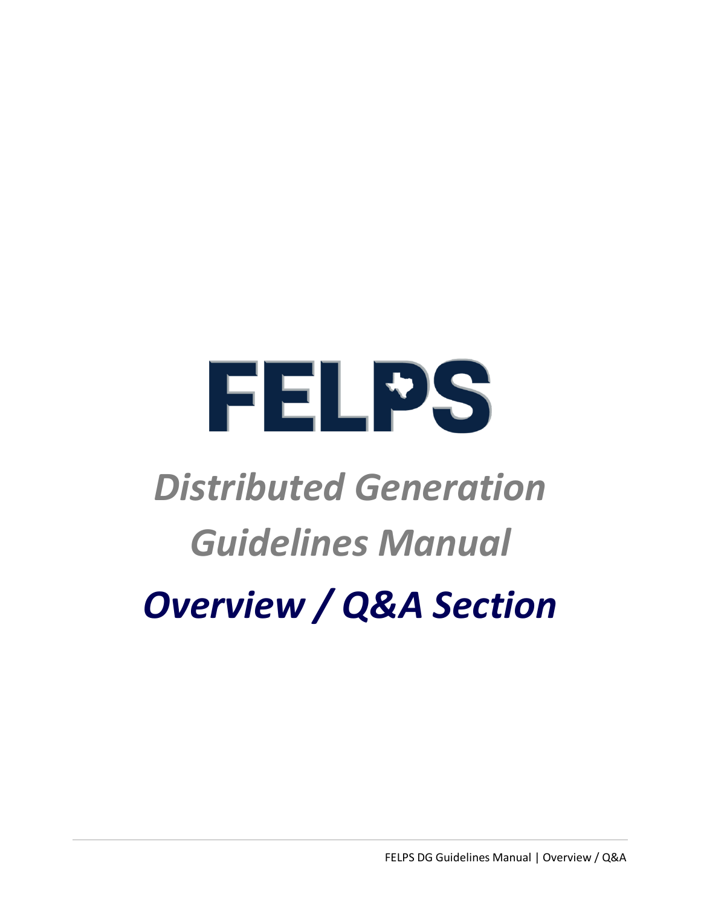# FELPS

## *Distributed Generation Guidelines Manual*

## *Overview / Q&A Section*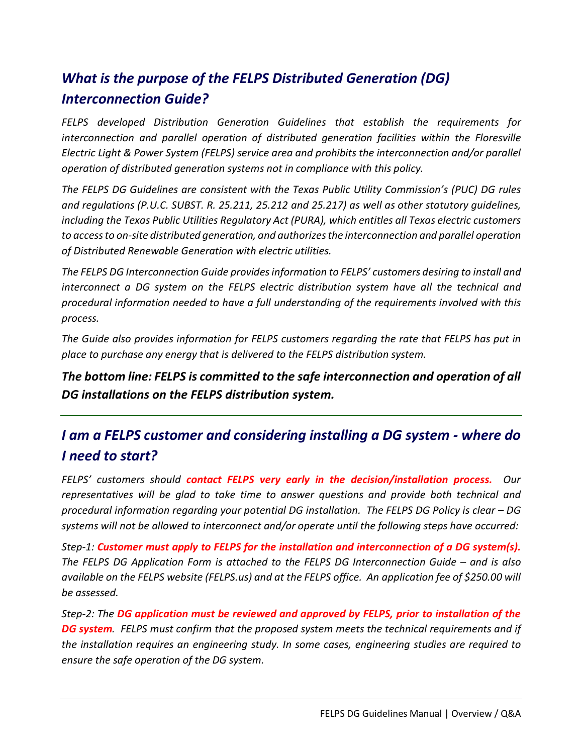## *What is the purpose of the FELPS Distributed Generation (DG) Interconnection Guide?*

*FELPS developed Distribution Generation Guidelines that establish the requirements for interconnection and parallel operation of distributed generation facilities within the Floresville Electric Light & Power System (FELPS) service area and prohibits the interconnection and/or parallel operation of distributed generation systems not in compliance with this policy.*

*The FELPS DG Guidelines are consistent with the Texas Public Utility Commission's (PUC) DG rules and regulations (P.U.C. SUBST. R. 25.211, 25.212 and 25.217) as well as other statutory guidelines, including the Texas Public Utilities Regulatory Act (PURA), which entitles all Texas electric customers to access to on-site distributed generation, and authorizes the interconnection and parallel operation of Distributed Renewable Generation with electric utilities.*

*The FELPS DG Interconnection Guide provides information to FELPS' customers desiring to install and interconnect a DG system on the FELPS electric distribution system have all the technical and procedural information needed to have a full understanding of the requirements involved with this process.*

*The Guide also provides information for FELPS customers regarding the rate that FELPS has put in place to purchase any energy that is delivered to the FELPS distribution system.*

***The bottom line: FELPS is committed to the safe interconnection and operation of all DG installations on the FELPS distribution system.***

---

## *I am a FELPS customer and considering installing a DG system - where do I need to start?*

*FELPS' customers should **contact FELPS very early in the decision/installation process.** Our representatives will be glad to take time to answer questions and provide both technical and procedural information regarding your potential DG installation. The FELPS DG Policy is clear – DG systems will not be allowed to interconnect and/or operate until the following steps have occurred:*

*Step-1: **Customer must apply to FELPS for the installation and interconnection of a DG system(s).** The FELPS DG Application Form is attached to the FELPS DG Interconnection Guide – and is also available on the FELPS website (FELPS.us) and at the FELPS office. An application fee of $250.00 will be assessed.*

*Step-2: The **DG application must be reviewed and approved by FELPS, prior to installation of the DG system**. FELPS must confirm that the proposed system meets the technical requirements and if the installation requires an engineering study. In some cases, engineering studies are required to ensure the safe operation of the DG system.*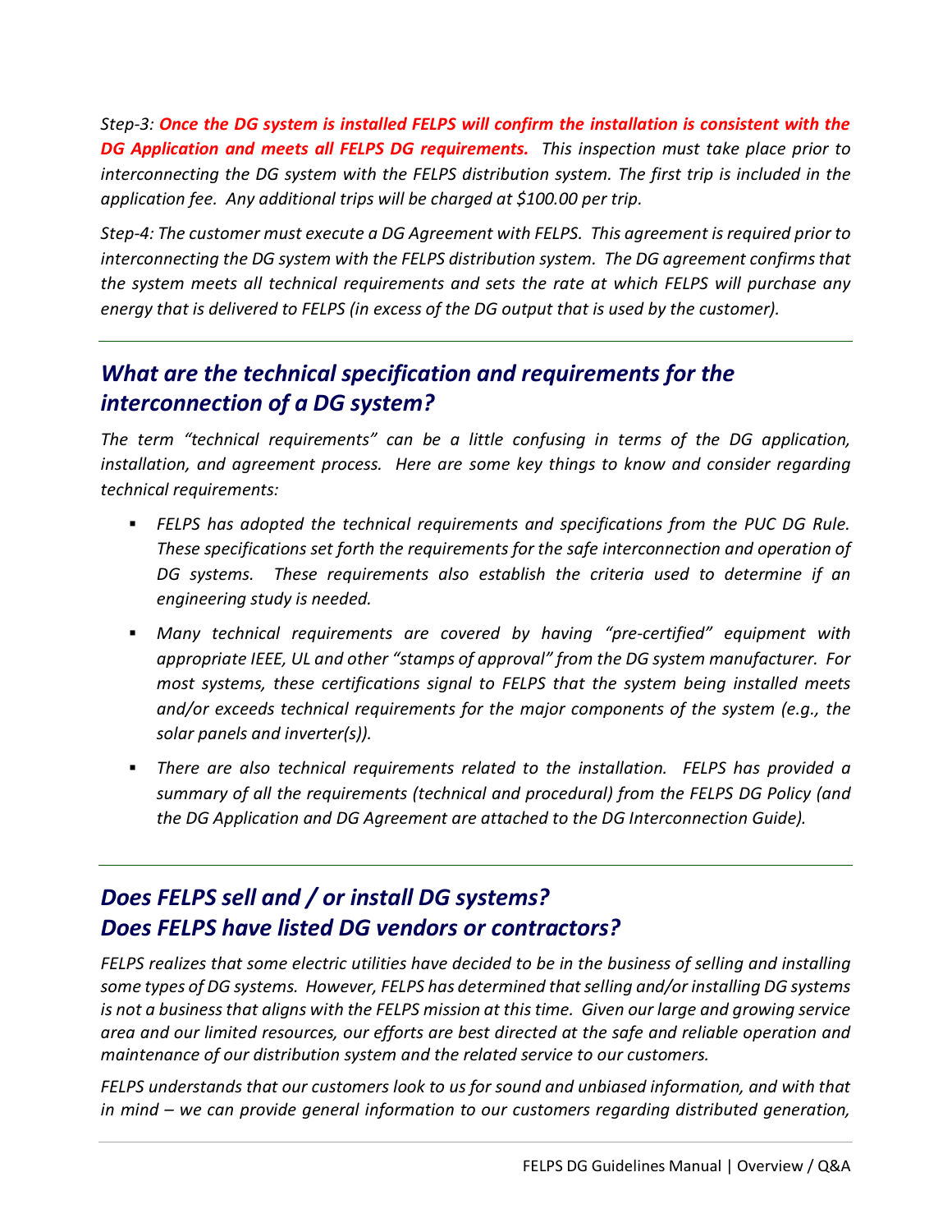*Step-3: **Once the DG system is installed FELPS will confirm the installation is consistent with the DG Application and meets all FELPS DG requirements.** This inspection must take place prior to interconnecting the DG system with the FELPS distribution system. The first trip is included in the application fee. Any additional trips will be charged at $100.00 per trip.*

*Step-4: The customer must execute a DG Agreement with FELPS. This agreement is required prior to interconnecting the DG system with the FELPS distribution system. The DG agreement confirms that the system meets all technical requirements and sets the rate at which FELPS will purchase any energy that is delivered to FELPS (in excess of the DG output that is used by the customer).*

---

## *What are the technical specification and requirements for the interconnection of a DG system?*

*The term "technical requirements" can be a little confusing in terms of the DG application, installation, and agreement process. Here are some key things to know and consider regarding technical requirements:*

- *FELPS has adopted the technical requirements and specifications from the PUC DG Rule. These specifications set forth the requirements for the safe interconnection and operation of DG systems. These requirements also establish the criteria used to determine if an engineering study is needed.*
- *Many technical requirements are covered by having "pre-certified" equipment with appropriate IEEE, UL and other "stamps of approval" from the DG system manufacturer. For most systems, these certifications signal to FELPS that the system being installed meets and/or exceeds technical requirements for the major components of the system (e.g., the solar panels and inverter(s)).*
- *There are also technical requirements related to the installation. FELPS has provided a summary of all the requirements (technical and procedural) from the FELPS DG Policy (and the DG Application and DG Agreement are attached to the DG Interconnection Guide).*

---

## *Does FELPS sell and / or install DG systems?*
## *Does FELPS have listed DG vendors or contractors?*

*FELPS realizes that some electric utilities have decided to be in the business of selling and installing some types of DG systems. However, FELPS has determined that selling and/or installing DG systems is not a business that aligns with the FELPS mission at this time. Given our large and growing service area and our limited resources, our efforts are best directed at the safe and reliable operation and maintenance of our distribution system and the related service to our customers.*

*FELPS understands that our customers look to us for sound and unbiased information, and with that in mind – we can provide general information to our customers regarding distributed generation,*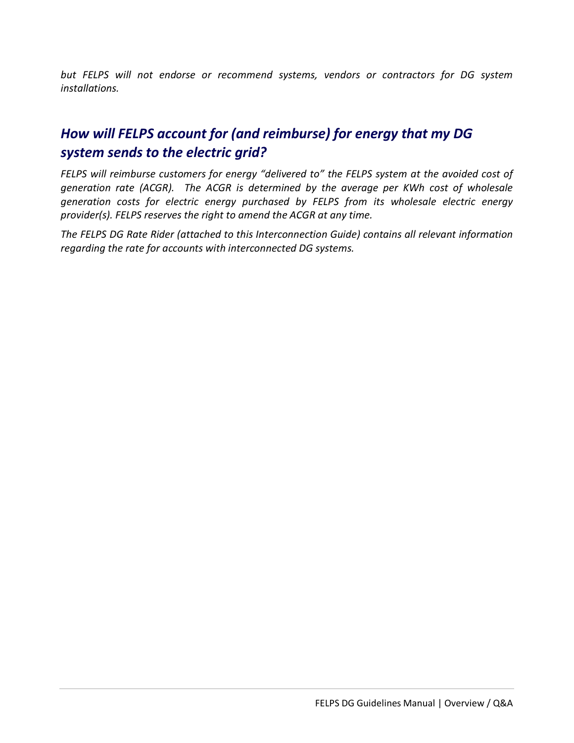*but FELPS will not endorse or recommend systems, vendors or contractors for DG system installations.*

## *How will FELPS account for (and reimburse) for energy that my DG system sends to the electric grid?*

*FELPS will reimburse customers for energy "delivered to" the FELPS system at the avoided cost of generation rate (ACGR). The ACGR is determined by the average per KWh cost of wholesale generation costs for electric energy purchased by FELPS from its wholesale electric energy provider(s). FELPS reserves the right to amend the ACGR at any time.*

*The FELPS DG Rate Rider (attached to this Interconnection Guide) contains all relevant information regarding the rate for accounts with interconnected DG systems.*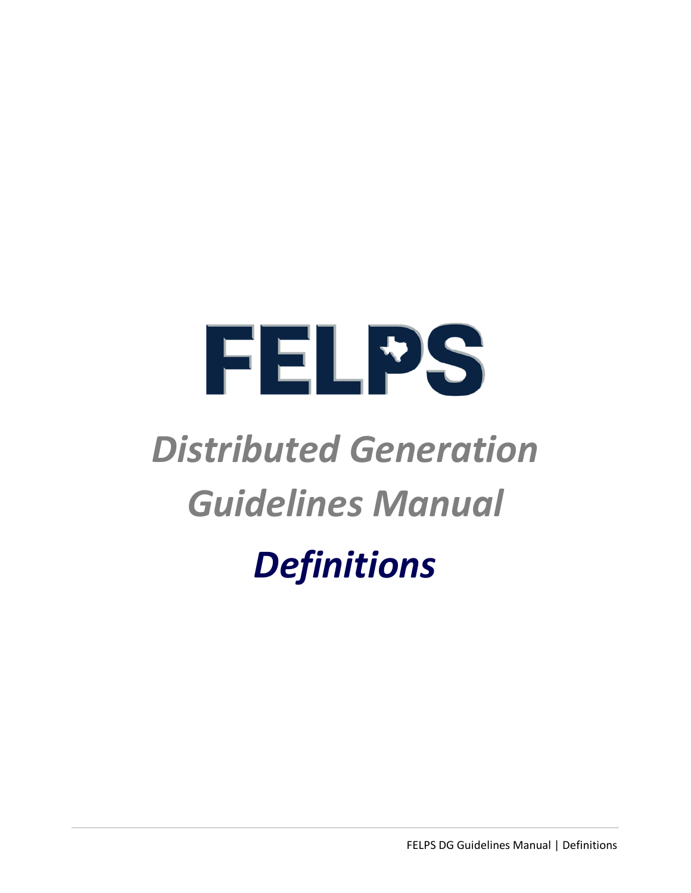# FELPS

## *Distributed Generation Guidelines Manual*

## *Definitions*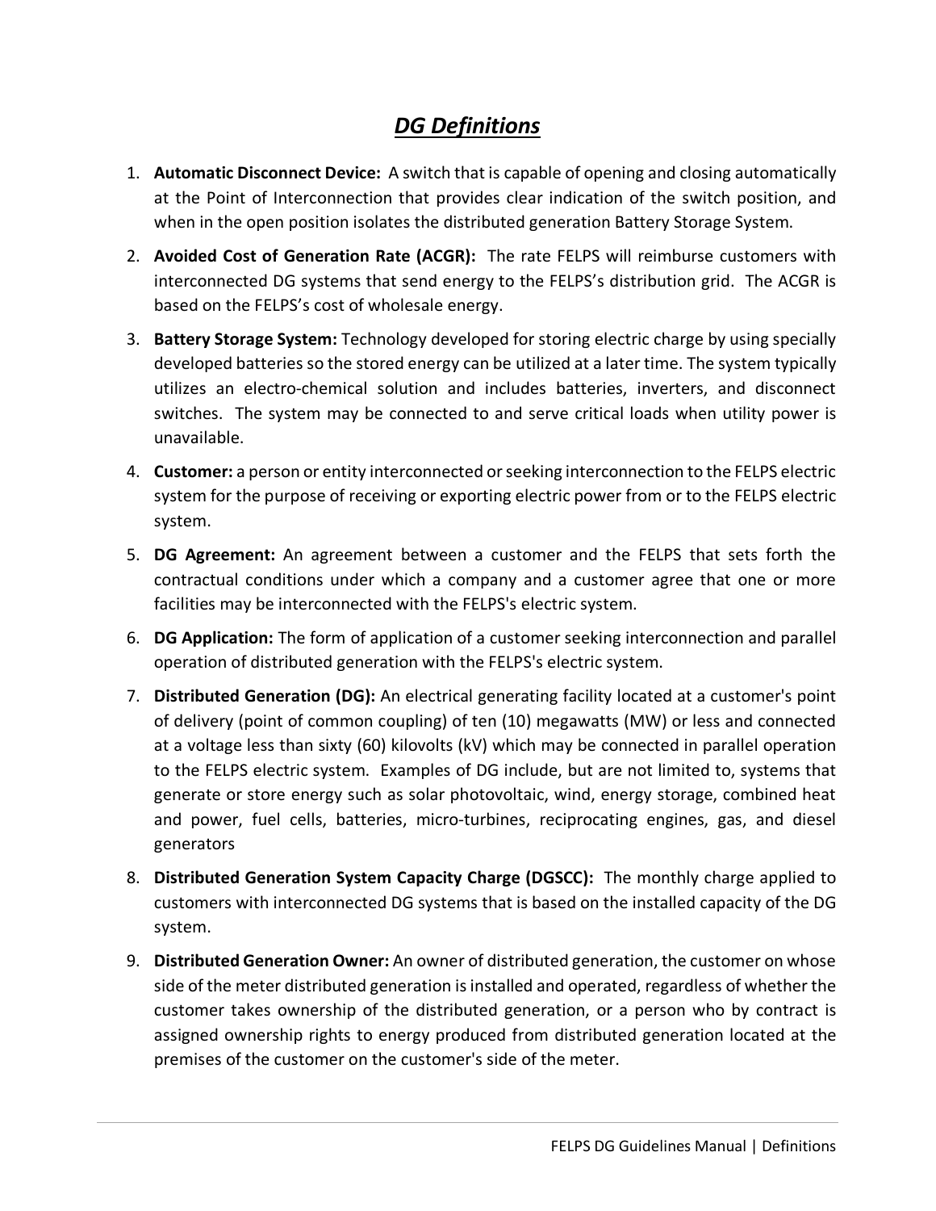# ***DG Definitions***

1. **Automatic Disconnect Device:** A switch that is capable of opening and closing automatically at the Point of Interconnection that provides clear indication of the switch position, and when in the open position isolates the distributed generation Battery Storage System.
2. **Avoided Cost of Generation Rate (ACGR):** The rate FELPS will reimburse customers with interconnected DG systems that send energy to the FELPS's distribution grid. The ACGR is based on the FELPS's cost of wholesale energy.
3. **Battery Storage System:** Technology developed for storing electric charge by using specially developed batteries so the stored energy can be utilized at a later time. The system typically utilizes an electro-chemical solution and includes batteries, inverters, and disconnect switches. The system may be connected to and serve critical loads when utility power is unavailable.
4. **Customer:** a person or entity interconnected or seeking interconnection to the FELPS electric system for the purpose of receiving or exporting electric power from or to the FELPS electric system.
5. **DG Agreement:** An agreement between a customer and the FELPS that sets forth the contractual conditions under which a company and a customer agree that one or more facilities may be interconnected with the FELPS's electric system.
6. **DG Application:** The form of application of a customer seeking interconnection and parallel operation of distributed generation with the FELPS's electric system.
7. **Distributed Generation (DG):** An electrical generating facility located at a customer's point of delivery (point of common coupling) of ten (10) megawatts (MW) or less and connected at a voltage less than sixty (60) kilovolts (kV) which may be connected in parallel operation to the FELPS electric system. Examples of DG include, but are not limited to, systems that generate or store energy such as solar photovoltaic, wind, energy storage, combined heat and power, fuel cells, batteries, micro-turbines, reciprocating engines, gas, and diesel generators
8. **Distributed Generation System Capacity Charge (DGSCC):** The monthly charge applied to customers with interconnected DG systems that is based on the installed capacity of the DG system.
9. **Distributed Generation Owner:** An owner of distributed generation, the customer on whose side of the meter distributed generation is installed and operated, regardless of whether the customer takes ownership of the distributed generation, or a person who by contract is assigned ownership rights to energy produced from distributed generation located at the premises of the customer on the customer's side of the meter.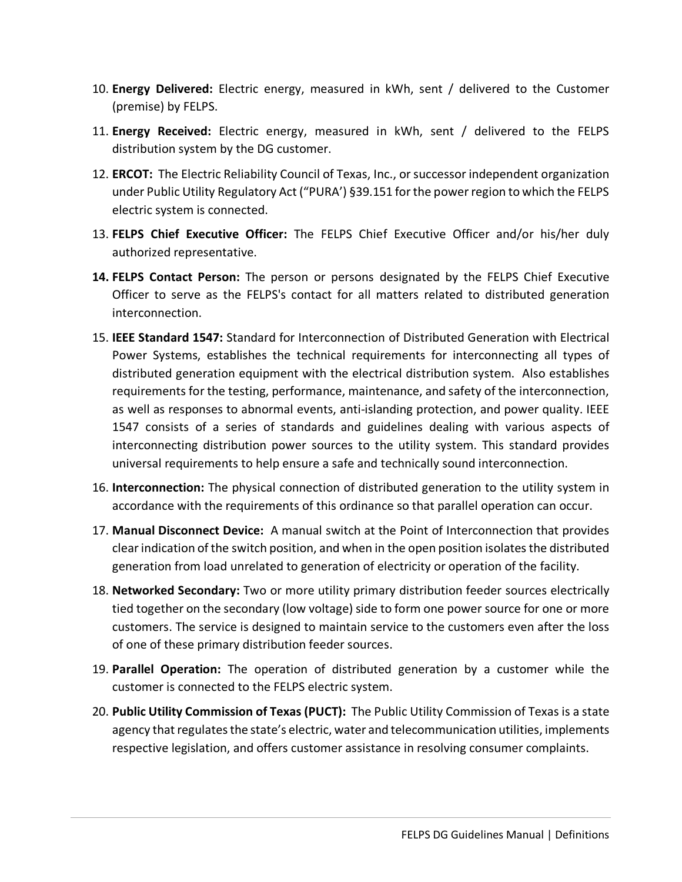10. **Energy Delivered:** Electric energy, measured in kWh, sent / delivered to the Customer (premise) by FELPS.
11. **Energy Received:** Electric energy, measured in kWh, sent / delivered to the FELPS distribution system by the DG customer.
12. **ERCOT:** The Electric Reliability Council of Texas, Inc., or successor independent organization under Public Utility Regulatory Act ("PURA') §39.151 for the power region to which the FELPS electric system is connected.
13. **FELPS Chief Executive Officer:** The FELPS Chief Executive Officer and/or his/her duly authorized representative.
14. **FELPS Contact Person:** The person or persons designated by the FELPS Chief Executive Officer to serve as the FELPS's contact for all matters related to distributed generation interconnection.
15. **IEEE Standard 1547:** Standard for Interconnection of Distributed Generation with Electrical Power Systems, establishes the technical requirements for interconnecting all types of distributed generation equipment with the electrical distribution system. Also establishes requirements for the testing, performance, maintenance, and safety of the interconnection, as well as responses to abnormal events, anti-islanding protection, and power quality. IEEE 1547 consists of a series of standards and guidelines dealing with various aspects of interconnecting distribution power sources to the utility system. This standard provides universal requirements to help ensure a safe and technically sound interconnection.
16. **Interconnection:** The physical connection of distributed generation to the utility system in accordance with the requirements of this ordinance so that parallel operation can occur.
17. **Manual Disconnect Device:** A manual switch at the Point of Interconnection that provides clear indication of the switch position, and when in the open position isolates the distributed generation from load unrelated to generation of electricity or operation of the facility.
18. **Networked Secondary:** Two or more utility primary distribution feeder sources electrically tied together on the secondary (low voltage) side to form one power source for one or more customers. The service is designed to maintain service to the customers even after the loss of one of these primary distribution feeder sources.
19. **Parallel Operation:** The operation of distributed generation by a customer while the customer is connected to the FELPS electric system.
20. **Public Utility Commission of Texas (PUCT):** The Public Utility Commission of Texas is a state agency that regulates the state's electric, water and telecommunication utilities, implements respective legislation, and offers customer assistance in resolving consumer complaints.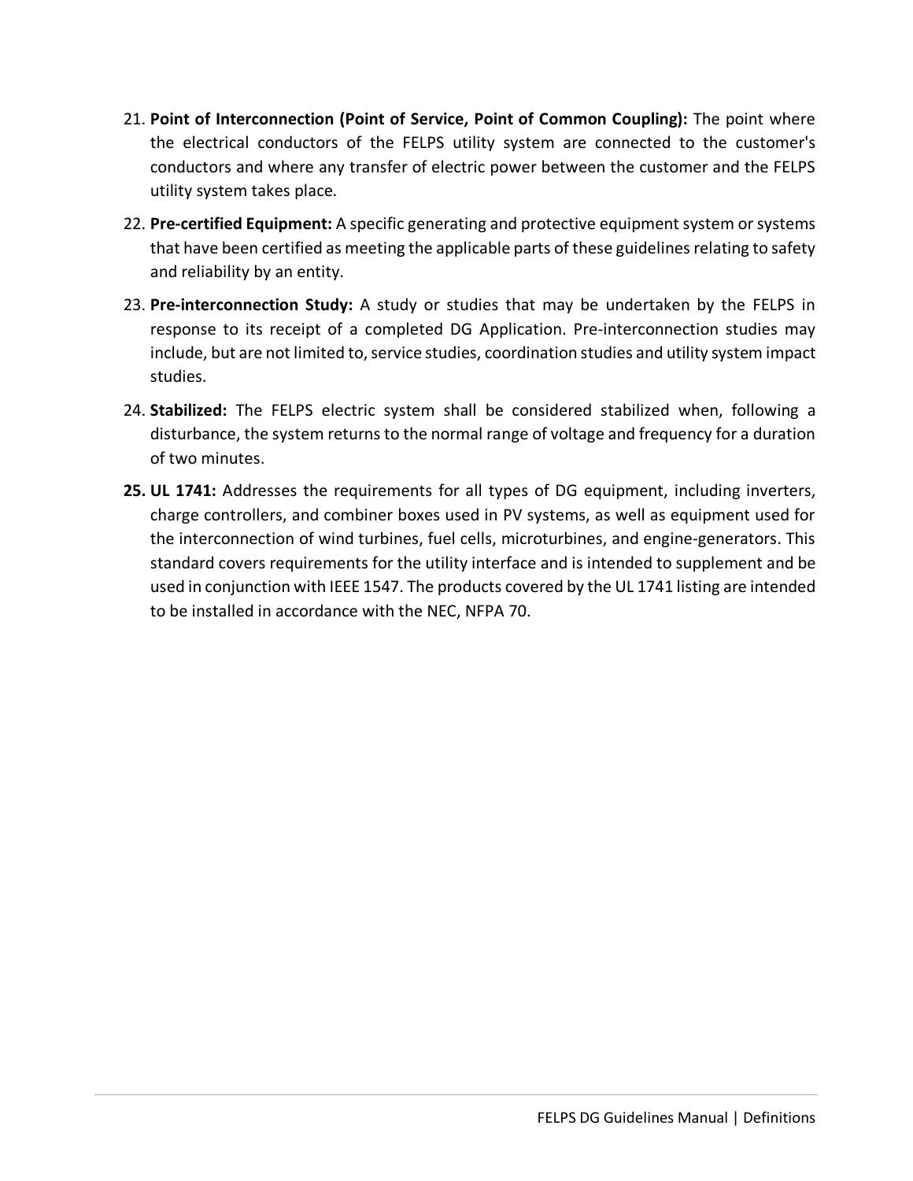21. **Point of Interconnection (Point of Service, Point of Common Coupling):** The point where the electrical conductors of the FELPS utility system are connected to the customer's conductors and where any transfer of electric power between the customer and the FELPS utility system takes place.
22. **Pre-certified Equipment:** A specific generating and protective equipment system or systems that have been certified as meeting the applicable parts of these guidelines relating to safety and reliability by an entity.
23. **Pre-interconnection Study:** A study or studies that may be undertaken by the FELPS in response to its receipt of a completed DG Application. Pre-interconnection studies may include, but are not limited to, service studies, coordination studies and utility system impact studies.
24. **Stabilized:** The FELPS electric system shall be considered stabilized when, following a disturbance, the system returns to the normal range of voltage and frequency for a duration of two minutes.
25. **UL 1741:** Addresses the requirements for all types of DG equipment, including inverters, charge controllers, and combiner boxes used in PV systems, as well as equipment used for the interconnection of wind turbines, fuel cells, microturbines, and engine-generators. This standard covers requirements for the utility interface and is intended to supplement and be used in conjunction with IEEE 1547. The products covered by the UL 1741 listing are intended to be installed in accordance with the NEC, NFPA 70.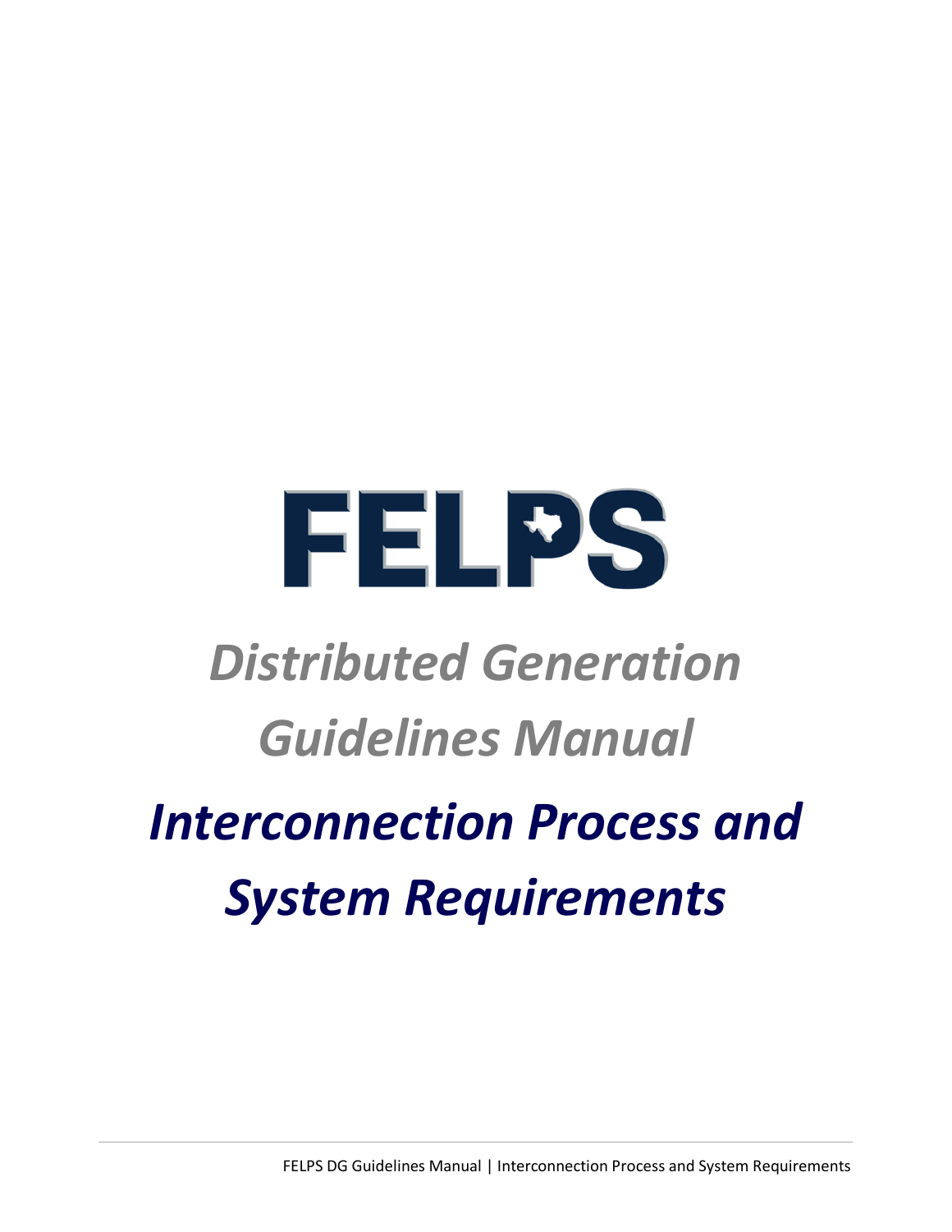# FELPS

## *Distributed Generation Guidelines Manual*

# *Interconnection Process and System Requirements*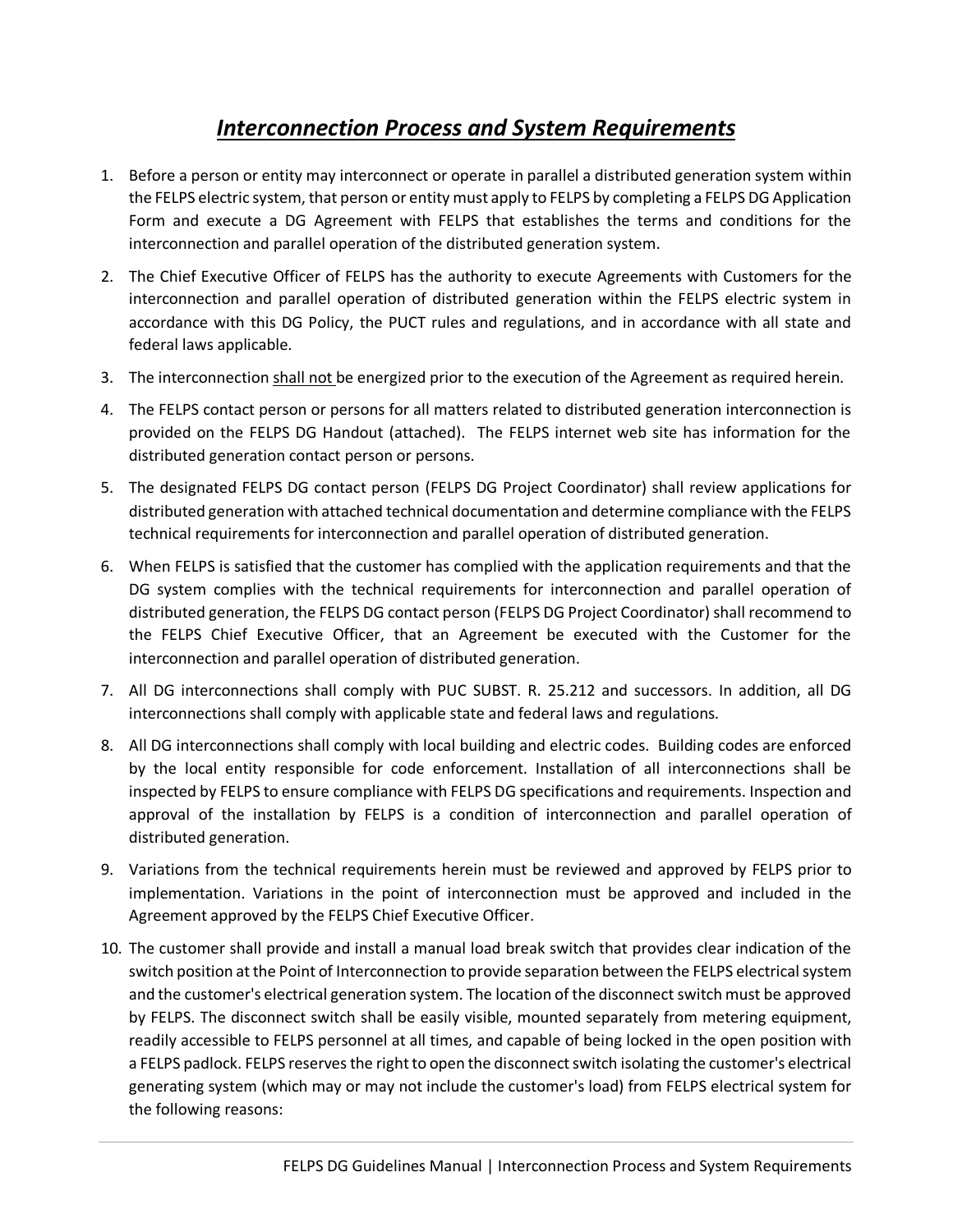# ***Interconnection Process and System Requirements***

1. Before a person or entity may interconnect or operate in parallel a distributed generation system within the FELPS electric system, that person or entity must apply to FELPS by completing a FELPS DG Application Form and execute a DG Agreement with FELPS that establishes the terms and conditions for the interconnection and parallel operation of the distributed generation system.

2. The Chief Executive Officer of FELPS has the authority to execute Agreements with Customers for the interconnection and parallel operation of distributed generation within the FELPS electric system in accordance with this DG Policy, the PUCT rules and regulations, and in accordance with all state and federal laws applicable.

3. The interconnection <u>shall not</u> be energized prior to the execution of the Agreement as required herein.

4. The FELPS contact person or persons for all matters related to distributed generation interconnection is provided on the FELPS DG Handout (attached). The FELPS internet web site has information for the distributed generation contact person or persons.

5. The designated FELPS DG contact person (FELPS DG Project Coordinator) shall review applications for distributed generation with attached technical documentation and determine compliance with the FELPS technical requirements for interconnection and parallel operation of distributed generation.

6. When FELPS is satisfied that the customer has complied with the application requirements and that the DG system complies with the technical requirements for interconnection and parallel operation of distributed generation, the FELPS DG contact person (FELPS DG Project Coordinator) shall recommend to the FELPS Chief Executive Officer, that an Agreement be executed with the Customer for the interconnection and parallel operation of distributed generation.

7. All DG interconnections shall comply with PUC SUBST. R. 25.212 and successors. In addition, all DG interconnections shall comply with applicable state and federal laws and regulations.

8. All DG interconnections shall comply with local building and electric codes. Building codes are enforced by the local entity responsible for code enforcement. Installation of all interconnections shall be inspected by FELPS to ensure compliance with FELPS DG specifications and requirements. Inspection and approval of the installation by FELPS is a condition of interconnection and parallel operation of distributed generation.

9. Variations from the technical requirements herein must be reviewed and approved by FELPS prior to implementation. Variations in the point of interconnection must be approved and included in the Agreement approved by the FELPS Chief Executive Officer.

10. The customer shall provide and install a manual load break switch that provides clear indication of the switch position at the Point of Interconnection to provide separation between the FELPS electrical system and the customer's electrical generation system. The location of the disconnect switch must be approved by FELPS. The disconnect switch shall be easily visible, mounted separately from metering equipment, readily accessible to FELPS personnel at all times, and capable of being locked in the open position with a FELPS padlock. FELPS reserves the right to open the disconnect switch isolating the customer's electrical generating system (which may or may not include the customer's load) from FELPS electrical system for the following reasons: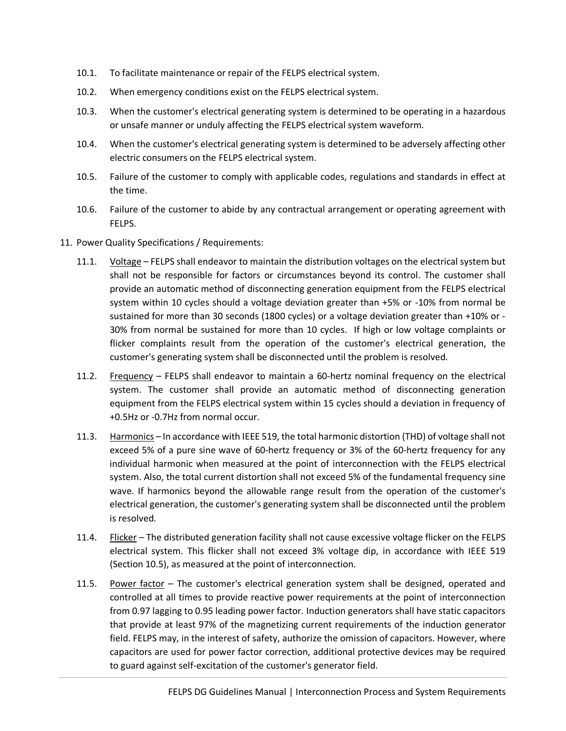10.1. To facilitate maintenance or repair of the FELPS electrical system.

10.2. When emergency conditions exist on the FELPS electrical system.

10.3. When the customer's electrical generating system is determined to be operating in a hazardous or unsafe manner or unduly affecting the FELPS electrical system waveform.

10.4. When the customer's electrical generating system is determined to be adversely affecting other electric consumers on the FELPS electrical system.

10.5. Failure of the customer to comply with applicable codes, regulations and standards in effect at the time.

10.6. Failure of the customer to abide by any contractual arrangement or operating agreement with FELPS.

11. Power Quality Specifications / Requirements:

11.1. Voltage – FELPS shall endeavor to maintain the distribution voltages on the electrical system but shall not be responsible for factors or circumstances beyond its control. The customer shall provide an automatic method of disconnecting generation equipment from the FELPS electrical system within 10 cycles should a voltage deviation greater than +5% or -10% from normal be sustained for more than 30 seconds (1800 cycles) or a voltage deviation greater than +10% or -30% from normal be sustained for more than 10 cycles. If high or low voltage complaints or flicker complaints result from the operation of the customer's electrical generation, the customer's generating system shall be disconnected until the problem is resolved.

11.2. Frequency – FELPS shall endeavor to maintain a 60-hertz nominal frequency on the electrical system. The customer shall provide an automatic method of disconnecting generation equipment from the FELPS electrical system within 15 cycles should a deviation in frequency of +0.5Hz or -0.7Hz from normal occur.

11.3. Harmonics – In accordance with IEEE 519, the total harmonic distortion (THD) of voltage shall not exceed 5% of a pure sine wave of 60-hertz frequency or 3% of the 60-hertz frequency for any individual harmonic when measured at the point of interconnection with the FELPS electrical system. Also, the total current distortion shall not exceed 5% of the fundamental frequency sine wave. If harmonics beyond the allowable range result from the operation of the customer's electrical generation, the customer's generating system shall be disconnected until the problem is resolved.

11.4. Flicker – The distributed generation facility shall not cause excessive voltage flicker on the FELPS electrical system. This flicker shall not exceed 3% voltage dip, in accordance with IEEE 519 (Section 10.5), as measured at the point of interconnection.

11.5. Power factor – The customer's electrical generation system shall be designed, operated and controlled at all times to provide reactive power requirements at the point of interconnection from 0.97 lagging to 0.95 leading power factor. Induction generators shall have static capacitors that provide at least 97% of the magnetizing current requirements of the induction generator field. FELPS may, in the interest of safety, authorize the omission of capacitors. However, where capacitors are used for power factor correction, additional protective devices may be required to guard against self-excitation of the customer's generator field.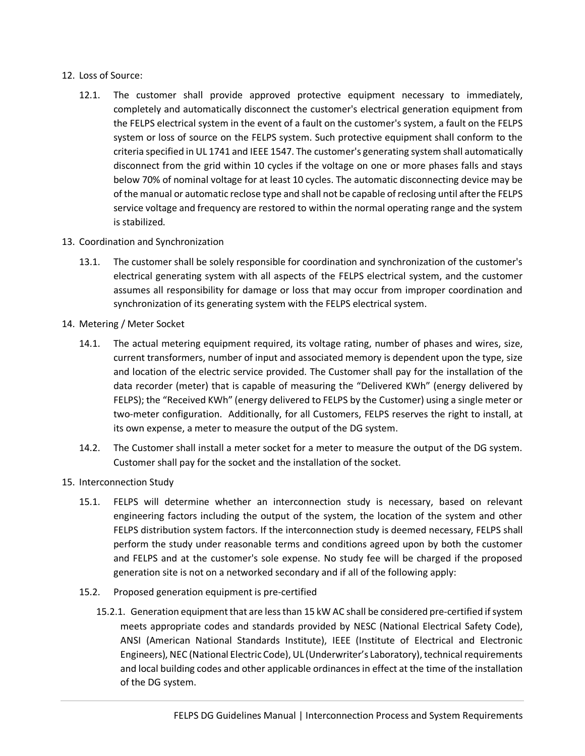12. Loss of Source:

    12.1. The customer shall provide approved protective equipment necessary to immediately, completely and automatically disconnect the customer's electrical generation equipment from the FELPS electrical system in the event of a fault on the customer's system, a fault on the FELPS system or loss of source on the FELPS system. Such protective equipment shall conform to the criteria specified in UL 1741 and IEEE 1547. The customer's generating system shall automatically disconnect from the grid within 10 cycles if the voltage on one or more phases falls and stays below 70% of nominal voltage for at least 10 cycles. The automatic disconnecting device may be of the manual or automatic reclose type and shall not be capable of reclosing until after the FELPS service voltage and frequency are restored to within the normal operating range and the system is stabilized.

13. Coordination and Synchronization

    13.1. The customer shall be solely responsible for coordination and synchronization of the customer's electrical generating system with all aspects of the FELPS electrical system, and the customer assumes all responsibility for damage or loss that may occur from improper coordination and synchronization of its generating system with the FELPS electrical system.

14. Metering / Meter Socket

    14.1. The actual metering equipment required, its voltage rating, number of phases and wires, size, current transformers, number of input and associated memory is dependent upon the type, size and location of the electric service provided. The Customer shall pay for the installation of the data recorder (meter) that is capable of measuring the "Delivered KWh" (energy delivered by FELPS); the "Received KWh" (energy delivered to FELPS by the Customer) using a single meter or two-meter configuration. Additionally, for all Customers, FELPS reserves the right to install, at its own expense, a meter to measure the output of the DG system.

    14.2. The Customer shall install a meter socket for a meter to measure the output of the DG system. Customer shall pay for the socket and the installation of the socket.

15. Interconnection Study

    15.1. FELPS will determine whether an interconnection study is necessary, based on relevant engineering factors including the output of the system, the location of the system and other FELPS distribution system factors. If the interconnection study is deemed necessary, FELPS shall perform the study under reasonable terms and conditions agreed upon by both the customer and FELPS and at the customer's sole expense. No study fee will be charged if the proposed generation site is not on a networked secondary and if all of the following apply:

    15.2. Proposed generation equipment is pre-certified

        15.2.1. Generation equipment that are less than 15 kW AC shall be considered pre-certified if system meets appropriate codes and standards provided by NESC (National Electrical Safety Code), ANSI (American National Standards Institute), IEEE (Institute of Electrical and Electronic Engineers), NEC (National Electric Code), UL (Underwriter's Laboratory), technical requirements and local building codes and other applicable ordinances in effect at the time of the installation of the DG system.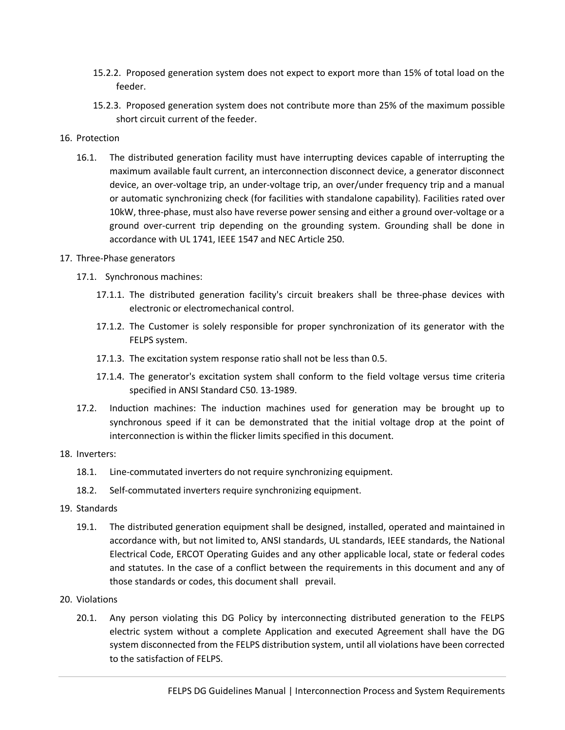15.2.2. Proposed generation system does not expect to export more than 15% of total load on the feeder.

15.2.3. Proposed generation system does not contribute more than 25% of the maximum possible short circuit current of the feeder.

16. Protection

16.1. The distributed generation facility must have interrupting devices capable of interrupting the maximum available fault current, an interconnection disconnect device, a generator disconnect device, an over-voltage trip, an under-voltage trip, an over/under frequency trip and a manual or automatic synchronizing check (for facilities with standalone capability). Facilities rated over 10kW, three-phase, must also have reverse power sensing and either a ground over-voltage or a ground over-current trip depending on the grounding system. Grounding shall be done in accordance with UL 1741, IEEE 1547 and NEC Article 250.

17. Three-Phase generators

17.1. Synchronous machines:

17.1.1. The distributed generation facility's circuit breakers shall be three-phase devices with electronic or electromechanical control.

17.1.2. The Customer is solely responsible for proper synchronization of its generator with the FELPS system.

17.1.3. The excitation system response ratio shall not be less than 0.5.

17.1.4. The generator's excitation system shall conform to the field voltage versus time criteria specified in ANSI Standard C50. 13-1989.

17.2. Induction machines: The induction machines used for generation may be brought up to synchronous speed if it can be demonstrated that the initial voltage drop at the point of interconnection is within the flicker limits specified in this document.

18. Inverters:

18.1. Line-commutated inverters do not require synchronizing equipment.

18.2. Self-commutated inverters require synchronizing equipment.

19. Standards

19.1. The distributed generation equipment shall be designed, installed, operated and maintained in accordance with, but not limited to, ANSI standards, UL standards, IEEE standards, the National Electrical Code, ERCOT Operating Guides and any other applicable local, state or federal codes and statutes. In the case of a conflict between the requirements in this document and any of those standards or codes, this document shall prevail.

20. Violations

20.1. Any person violating this DG Policy by interconnecting distributed generation to the FELPS electric system without a complete Application and executed Agreement shall have the DG system disconnected from the FELPS distribution system, until all violations have been corrected to the satisfaction of FELPS.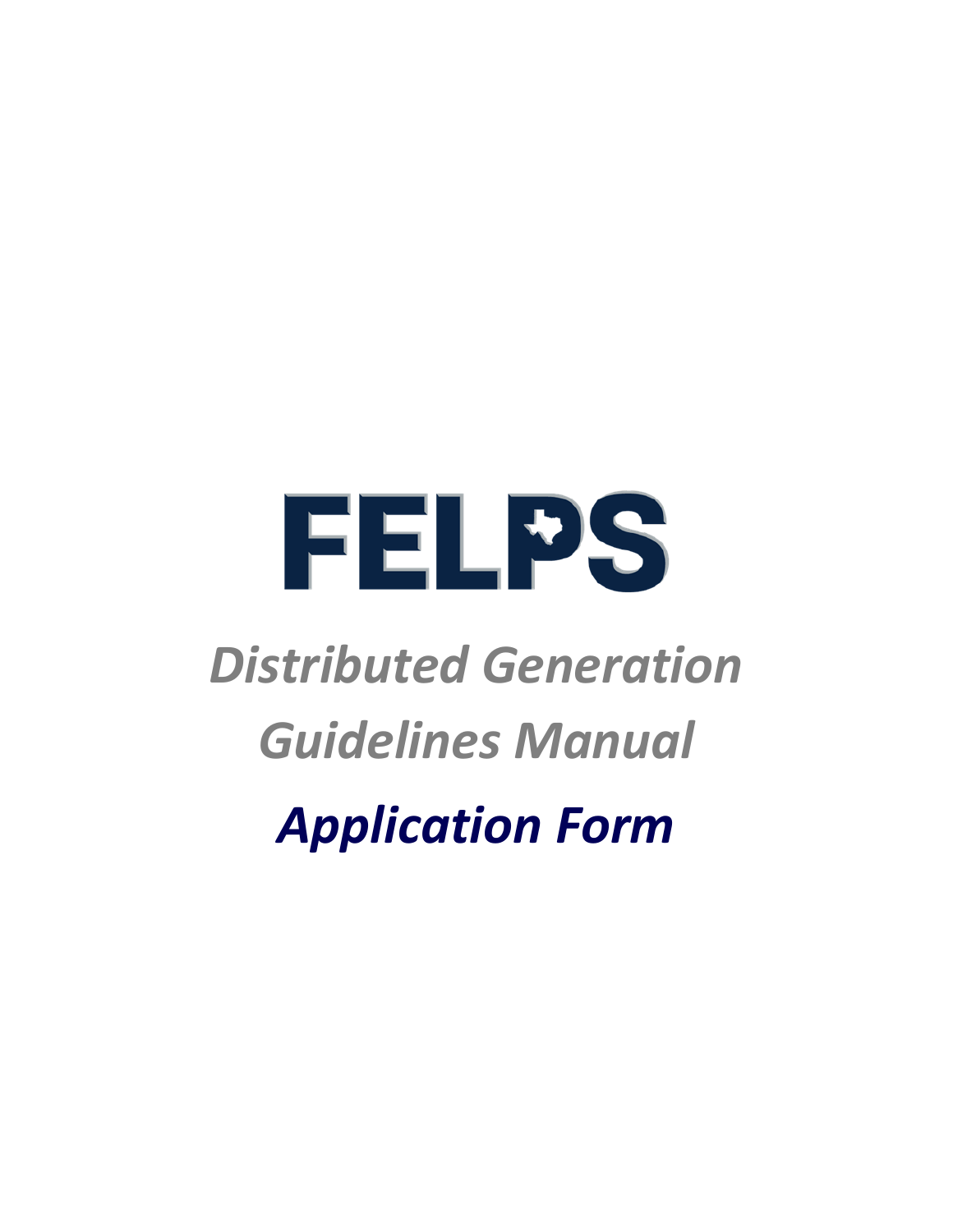# FELPS

*Distributed Generation*

*Guidelines Manual*

***Application Form***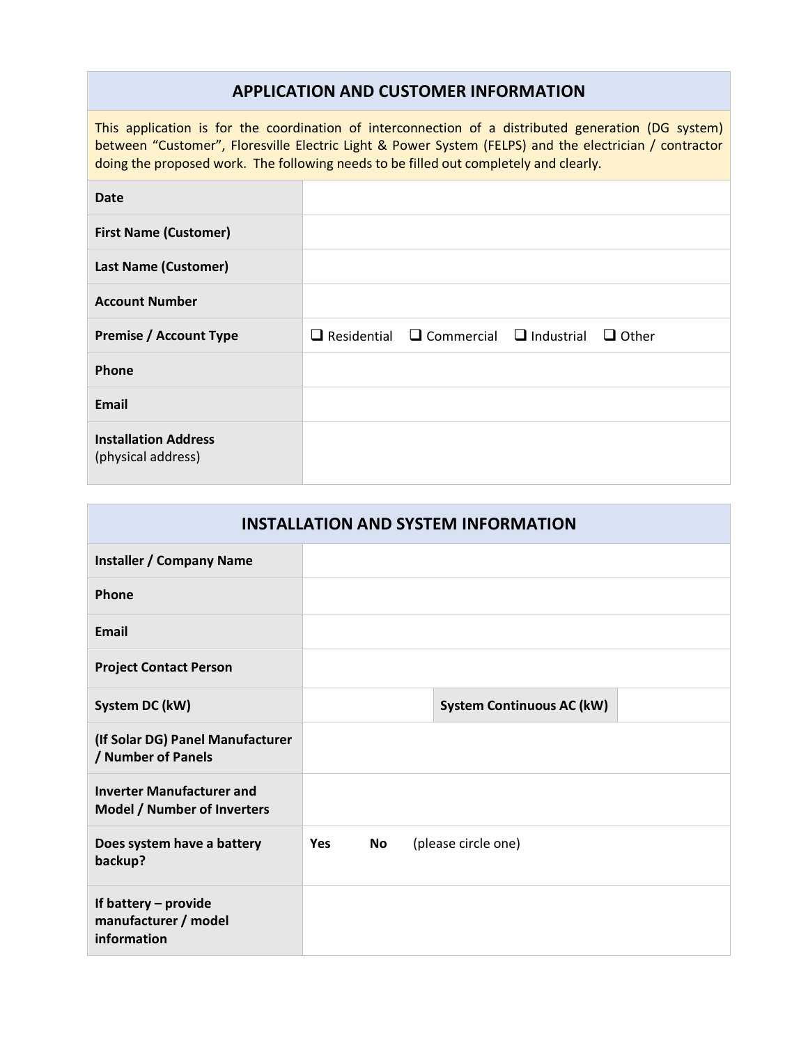## APPLICATION AND CUSTOMER INFORMATION

This application is for the coordination of interconnection of a distributed generation (DG system) between "Customer", Floresville Electric Light & Power System (FELPS) and the electrician / contractor doing the proposed work. The following needs to be filled out completely and clearly.

| | |
|---|---|
| **Date** | |
| **First Name (Customer)** | |
| **Last Name (Customer)** | |
| **Account Number** | |
| **Premise / Account Type** | ❑ Residential ❑ Commercial ❑ Industrial ❑ Other |
| **Phone** | |
| **Email** | |
| **Installation Address** (physical address) | |

## INSTALLATION AND SYSTEM INFORMATION

| | | | |
|---|---|---|---|
| **Installer / Company Name** | | | |
| **Phone** | | | |
| **Email** | | | |
| **Project Contact Person** | | | |
| **System DC (kW)** | | **System Continuous AC (kW)** | |
| **(If Solar DG) Panel Manufacturer / Number of Panels** | | | |
| **Inverter Manufacturer and Model / Number of Inverters** | | | |
| **Does system have a battery backup?** | **Yes** **No** (please circle one) | | |
| **If battery – provide manufacturer / model information** | | | |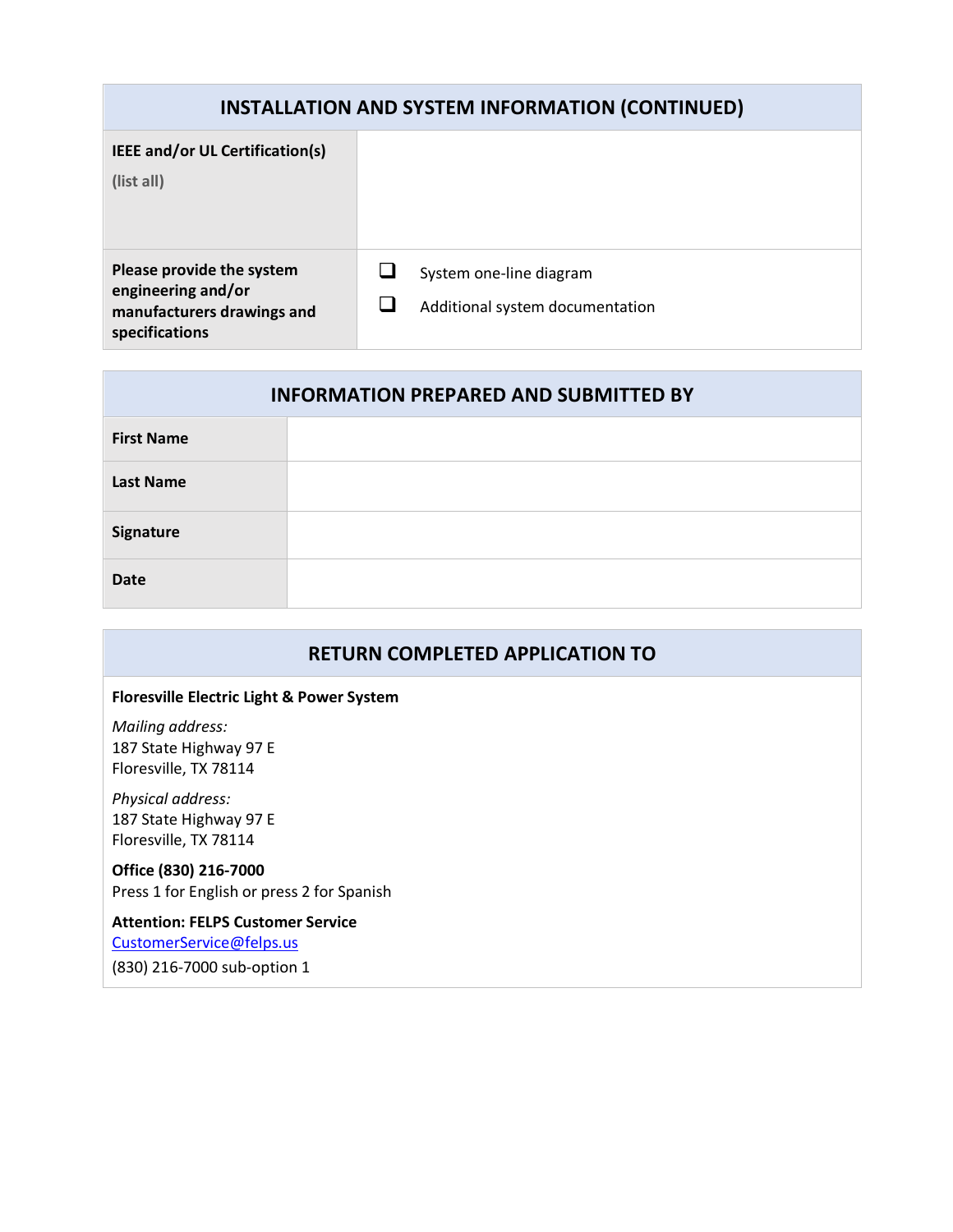| INSTALLATION AND SYSTEM INFORMATION (CONTINUED) | |
|---|---|
| **IEEE and/or UL Certification(s)** (list all) | |
| **Please provide the system engineering and/or manufacturers drawings and specifications** | ☐ System one-line diagram<br>☐ Additional system documentation |

| INFORMATION PREPARED AND SUBMITTED BY | |
|---|---|
| **First Name** | |
| **Last Name** | |
| **Signature** | |
| **Date** | |

## RETURN COMPLETED APPLICATION TO

**Floresville Electric Light & Power System**

*Mailing address:*
187 State Highway 97 E
Floresville, TX 78114

*Physical address:*
187 State Highway 97 E
Floresville, TX 78114

**Office (830) 216-7000**
Press 1 for English or press 2 for Spanish

**Attention: FELPS Customer Service**
CustomerService@felps.us
(830) 216-7000 sub-option 1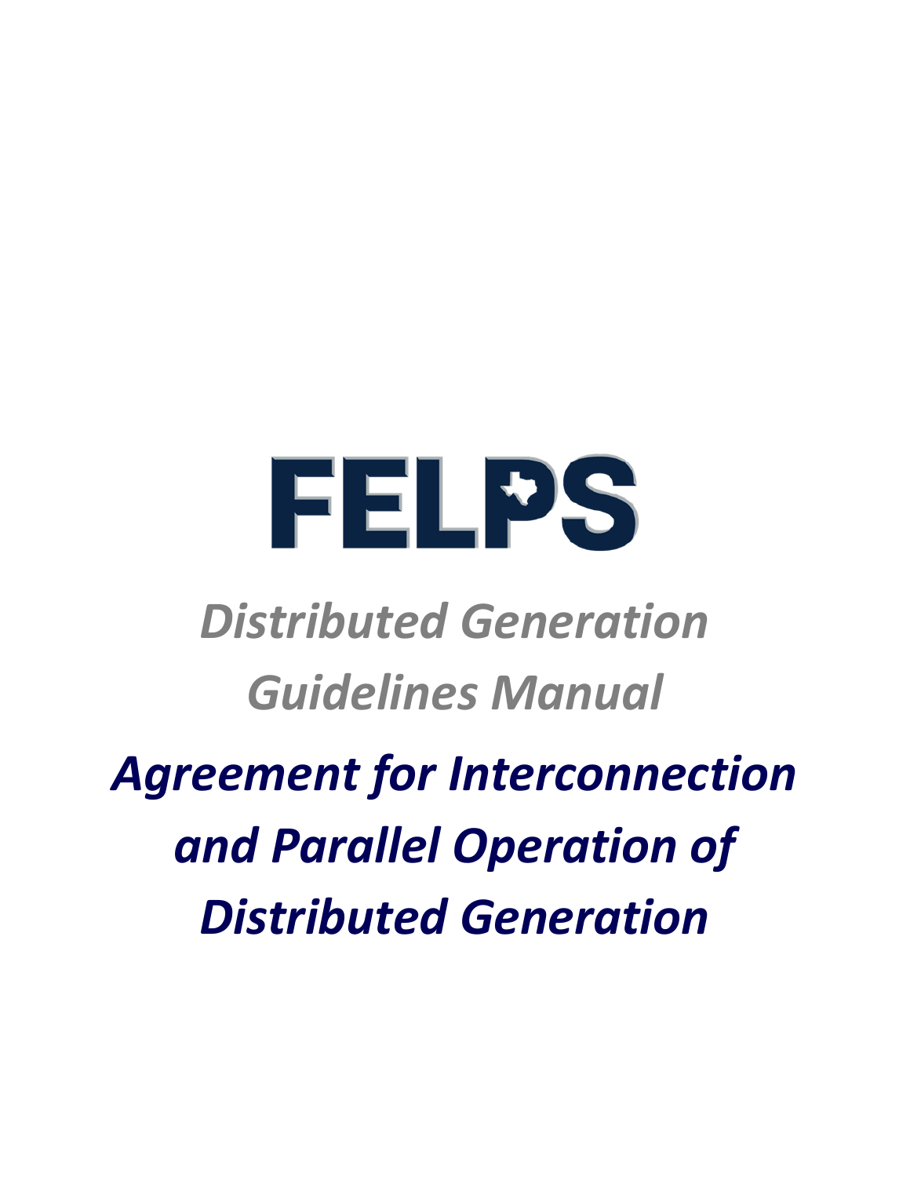# FELPS

## *Distributed Generation Guidelines Manual*

## *Agreement for Interconnection and Parallel Operation of Distributed Generation*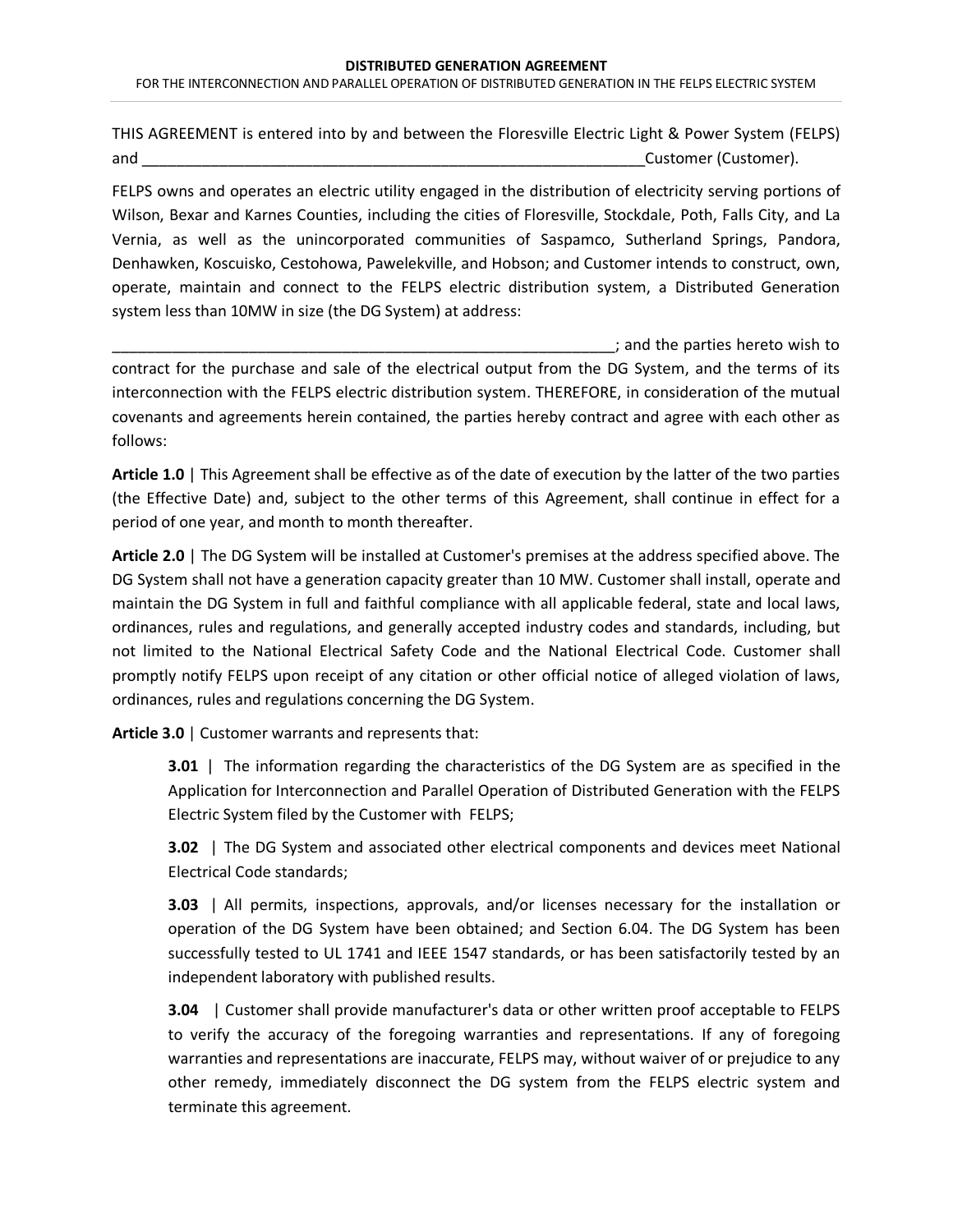**DISTRIBUTED GENERATION AGREEMENT**

FOR THE INTERCONNECTION AND PARALLEL OPERATION OF DISTRIBUTED GENERATION IN THE FELPS ELECTRIC SYSTEM

THIS AGREEMENT is entered into by and between the Floresville Electric Light & Power System (FELPS) and ____________________________________________________________Customer (Customer).

FELPS owns and operates an electric utility engaged in the distribution of electricity serving portions of Wilson, Bexar and Karnes Counties, including the cities of Floresville, Stockdale, Poth, Falls City, and La Vernia, as well as the unincorporated communities of Saspamco, Sutherland Springs, Pandora, Denhawken, Koscuisko, Cestohowa, Pawelekville, and Hobson; and Customer intends to construct, own, operate, maintain and connect to the FELPS electric distribution system, a Distributed Generation system less than 10MW in size (the DG System) at address:

_____________________________________________________________; and the parties hereto wish to contract for the purchase and sale of the electrical output from the DG System, and the terms of its interconnection with the FELPS electric distribution system. THEREFORE, in consideration of the mutual covenants and agreements herein contained, the parties hereby contract and agree with each other as follows:

**Article 1.0** | This Agreement shall be effective as of the date of execution by the latter of the two parties (the Effective Date) and, subject to the other terms of this Agreement, shall continue in effect for a period of one year, and month to month thereafter.

**Article 2.0** | The DG System will be installed at Customer's premises at the address specified above. The DG System shall not have a generation capacity greater than 10 MW. Customer shall install, operate and maintain the DG System in full and faithful compliance with all applicable federal, state and local laws, ordinances, rules and regulations, and generally accepted industry codes and standards, including, but not limited to the National Electrical Safety Code and the National Electrical Code. Customer shall promptly notify FELPS upon receipt of any citation or other official notice of alleged violation of laws, ordinances, rules and regulations concerning the DG System.

**Article 3.0** | Customer warrants and represents that:

> **3.01** | The information regarding the characteristics of the DG System are as specified in the Application for Interconnection and Parallel Operation of Distributed Generation with the FELPS Electric System filed by the Customer with FELPS;
>
> **3.02** | The DG System and associated other electrical components and devices meet National Electrical Code standards;
>
> **3.03** | All permits, inspections, approvals, and/or licenses necessary for the installation or operation of the DG System have been obtained; and Section 6.04. The DG System has been successfully tested to UL 1741 and IEEE 1547 standards, or has been satisfactorily tested by an independent laboratory with published results.
>
> **3.04** | Customer shall provide manufacturer's data or other written proof acceptable to FELPS to verify the accuracy of the foregoing warranties and representations. If any of foregoing warranties and representations are inaccurate, FELPS may, without waiver of or prejudice to any other remedy, immediately disconnect the DG system from the FELPS electric system and terminate this agreement.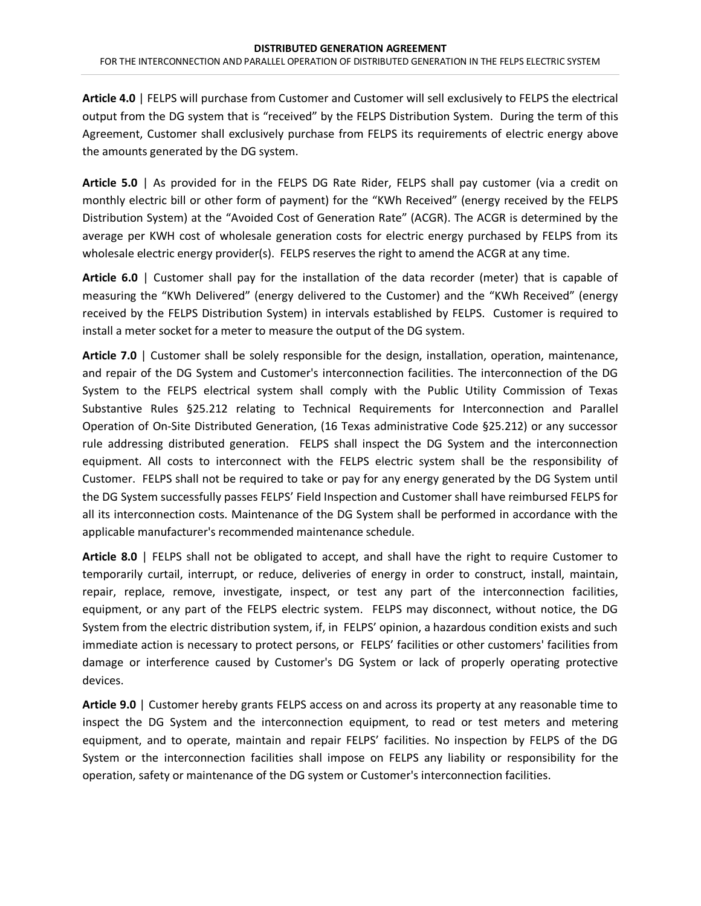**Article 4.0** | FELPS will purchase from Customer and Customer will sell exclusively to FELPS the electrical output from the DG system that is "received" by the FELPS Distribution System. During the term of this Agreement, Customer shall exclusively purchase from FELPS its requirements of electric energy above the amounts generated by the DG system.

**Article 5.0** | As provided for in the FELPS DG Rate Rider, FELPS shall pay customer (via a credit on monthly electric bill or other form of payment) for the "KWh Received" (energy received by the FELPS Distribution System) at the "Avoided Cost of Generation Rate" (ACGR). The ACGR is determined by the average per KWH cost of wholesale generation costs for electric energy purchased by FELPS from its wholesale electric energy provider(s). FELPS reserves the right to amend the ACGR at any time.

**Article 6.0** | Customer shall pay for the installation of the data recorder (meter) that is capable of measuring the "KWh Delivered" (energy delivered to the Customer) and the "KWh Received" (energy received by the FELPS Distribution System) in intervals established by FELPS. Customer is required to install a meter socket for a meter to measure the output of the DG system.

**Article 7.0** | Customer shall be solely responsible for the design, installation, operation, maintenance, and repair of the DG System and Customer's interconnection facilities. The interconnection of the DG System to the FELPS electrical system shall comply with the Public Utility Commission of Texas Substantive Rules §25.212 relating to Technical Requirements for Interconnection and Parallel Operation of On-Site Distributed Generation, (16 Texas administrative Code §25.212) or any successor rule addressing distributed generation. FELPS shall inspect the DG System and the interconnection equipment. All costs to interconnect with the FELPS electric system shall be the responsibility of Customer. FELPS shall not be required to take or pay for any energy generated by the DG System until the DG System successfully passes FELPS' Field Inspection and Customer shall have reimbursed FELPS for all its interconnection costs. Maintenance of the DG System shall be performed in accordance with the applicable manufacturer's recommended maintenance schedule.

**Article 8.0** | FELPS shall not be obligated to accept, and shall have the right to require Customer to temporarily curtail, interrupt, or reduce, deliveries of energy in order to construct, install, maintain, repair, replace, remove, investigate, inspect, or test any part of the interconnection facilities, equipment, or any part of the FELPS electric system. FELPS may disconnect, without notice, the DG System from the electric distribution system, if, in FELPS' opinion, a hazardous condition exists and such immediate action is necessary to protect persons, or FELPS' facilities or other customers' facilities from damage or interference caused by Customer's DG System or lack of properly operating protective devices.

**Article 9.0** | Customer hereby grants FELPS access on and across its property at any reasonable time to inspect the DG System and the interconnection equipment, to read or test meters and metering equipment, and to operate, maintain and repair FELPS' facilities. No inspection by FELPS of the DG System or the interconnection facilities shall impose on FELPS any liability or responsibility for the operation, safety or maintenance of the DG system or Customer's interconnection facilities.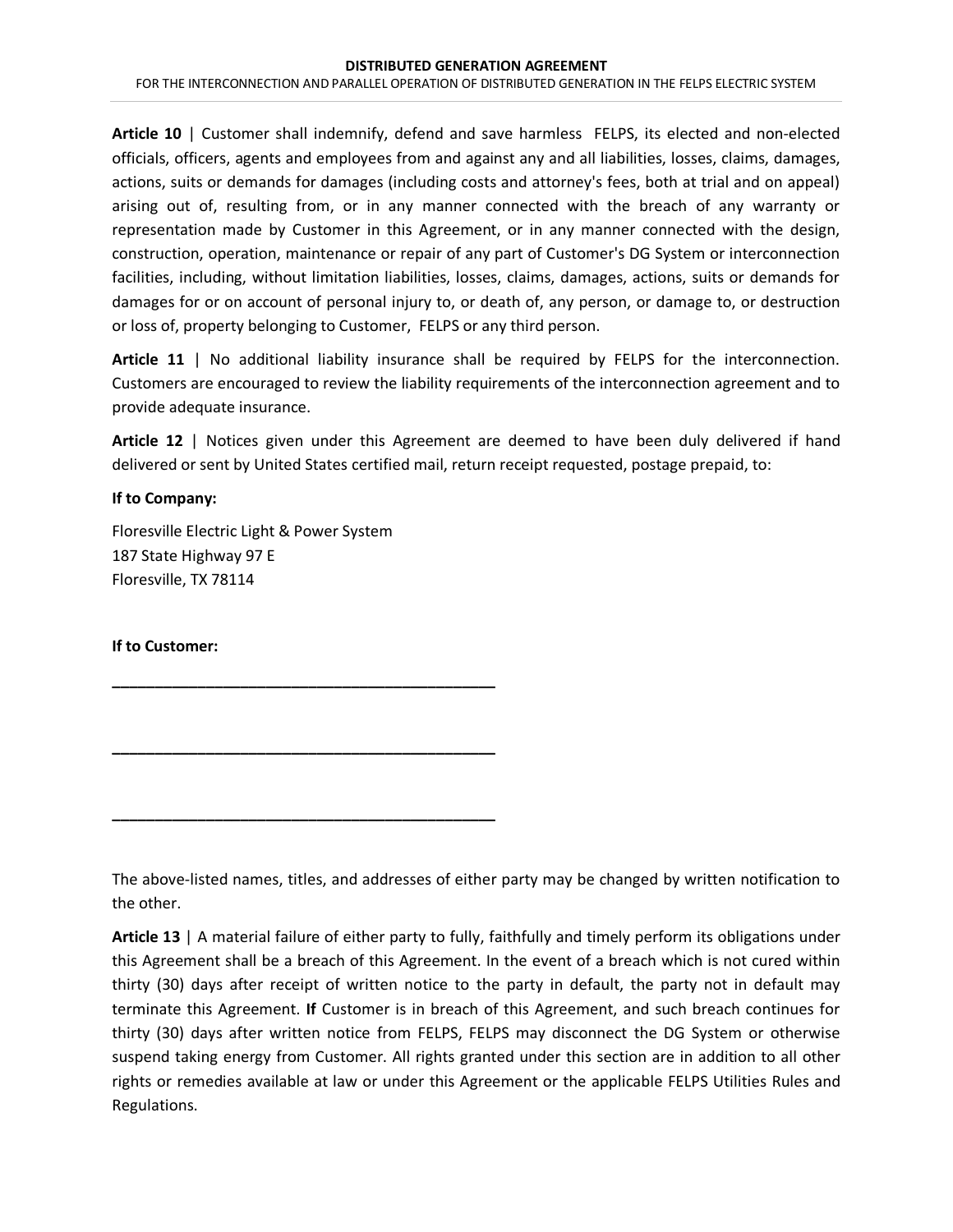**Article 10** | Customer shall indemnify, defend and save harmless FELPS, its elected and non-elected officials, officers, agents and employees from and against any and all liabilities, losses, claims, damages, actions, suits or demands for damages (including costs and attorney's fees, both at trial and on appeal) arising out of, resulting from, or in any manner connected with the breach of any warranty or representation made by Customer in this Agreement, or in any manner connected with the design, construction, operation, maintenance or repair of any part of Customer's DG System or interconnection facilities, including, without limitation liabilities, losses, claims, damages, actions, suits or demands for damages for or on account of personal injury to, or death of, any person, or damage to, or destruction or loss of, property belonging to Customer, FELPS or any third person.

**Article 11** | No additional liability insurance shall be required by FELPS for the interconnection. Customers are encouraged to review the liability requirements of the interconnection agreement and to provide adequate insurance.

**Article 12** | Notices given under this Agreement are deemed to have been duly delivered if hand delivered or sent by United States certified mail, return receipt requested, postage prepaid, to:

**If to Company:**

Floresville Electric Light & Power System
187 State Highway 97 E
Floresville, TX 78114

**If to Customer:**

______________________________________________

______________________________________________

______________________________________________

The above-listed names, titles, and addresses of either party may be changed by written notification to the other.

**Article 13** | A material failure of either party to fully, faithfully and timely perform its obligations under this Agreement shall be a breach of this Agreement. In the event of a breach which is not cured within thirty (30) days after receipt of written notice to the party in default, the party not in default may terminate this Agreement. **If** Customer is in breach of this Agreement, and such breach continues for thirty (30) days after written notice from FELPS, FELPS may disconnect the DG System or otherwise suspend taking energy from Customer. All rights granted under this section are in addition to all other rights or remedies available at law or under this Agreement or the applicable FELPS Utilities Rules and Regulations.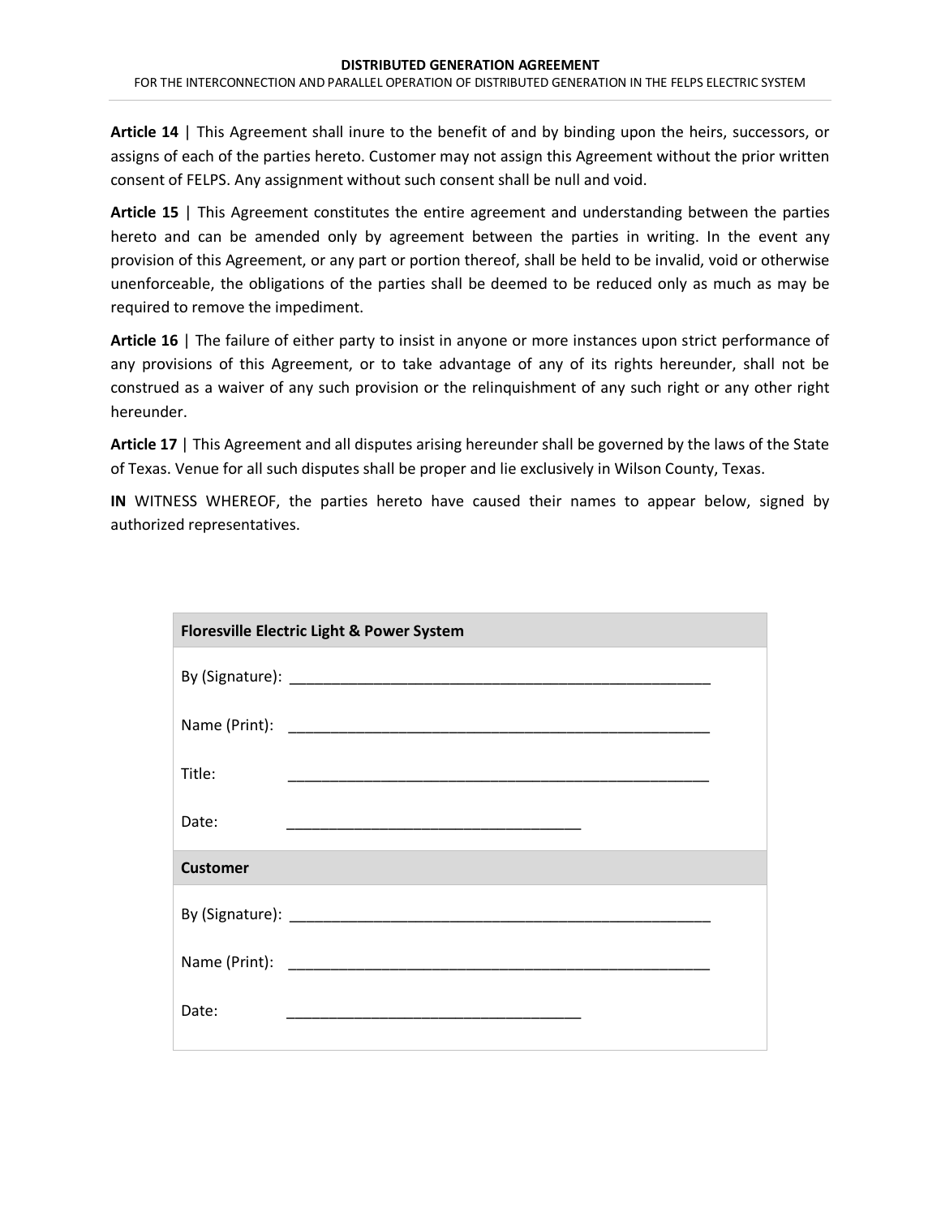**Article 14** | This Agreement shall inure to the benefit of and by binding upon the heirs, successors, or assigns of each of the parties hereto. Customer may not assign this Agreement without the prior written consent of FELPS. Any assignment without such consent shall be null and void.

**Article 15** | This Agreement constitutes the entire agreement and understanding between the parties hereto and can be amended only by agreement between the parties in writing. In the event any provision of this Agreement, or any part or portion thereof, shall be held to be invalid, void or otherwise unenforceable, the obligations of the parties shall be deemed to be reduced only as much as may be required to remove the impediment.

**Article 16** | The failure of either party to insist in anyone or more instances upon strict performance of any provisions of this Agreement, or to take advantage of any of its rights hereunder, shall not be construed as a waiver of any such provision or the relinquishment of any such right or any other right hereunder.

**Article 17** | This Agreement and all disputes arising hereunder shall be governed by the laws of the State of Texas. Venue for all such disputes shall be proper and lie exclusively in Wilson County, Texas.

**IN** WITNESS WHEREOF, the parties hereto have caused their names to appear below, signed by authorized representatives.

| **Floresville Electric Light & Power System** | |
|---|---|
| By (Signature): | ___________________________________________________ |
| Name (Print): | ___________________________________________________ |
| Title: | ___________________________________________________ |
| Date: | ___________________________________ |
| **Customer** | |
| By (Signature): | ___________________________________________________ |
| Name (Print): | ___________________________________________________ |
| Date: | ___________________________________ |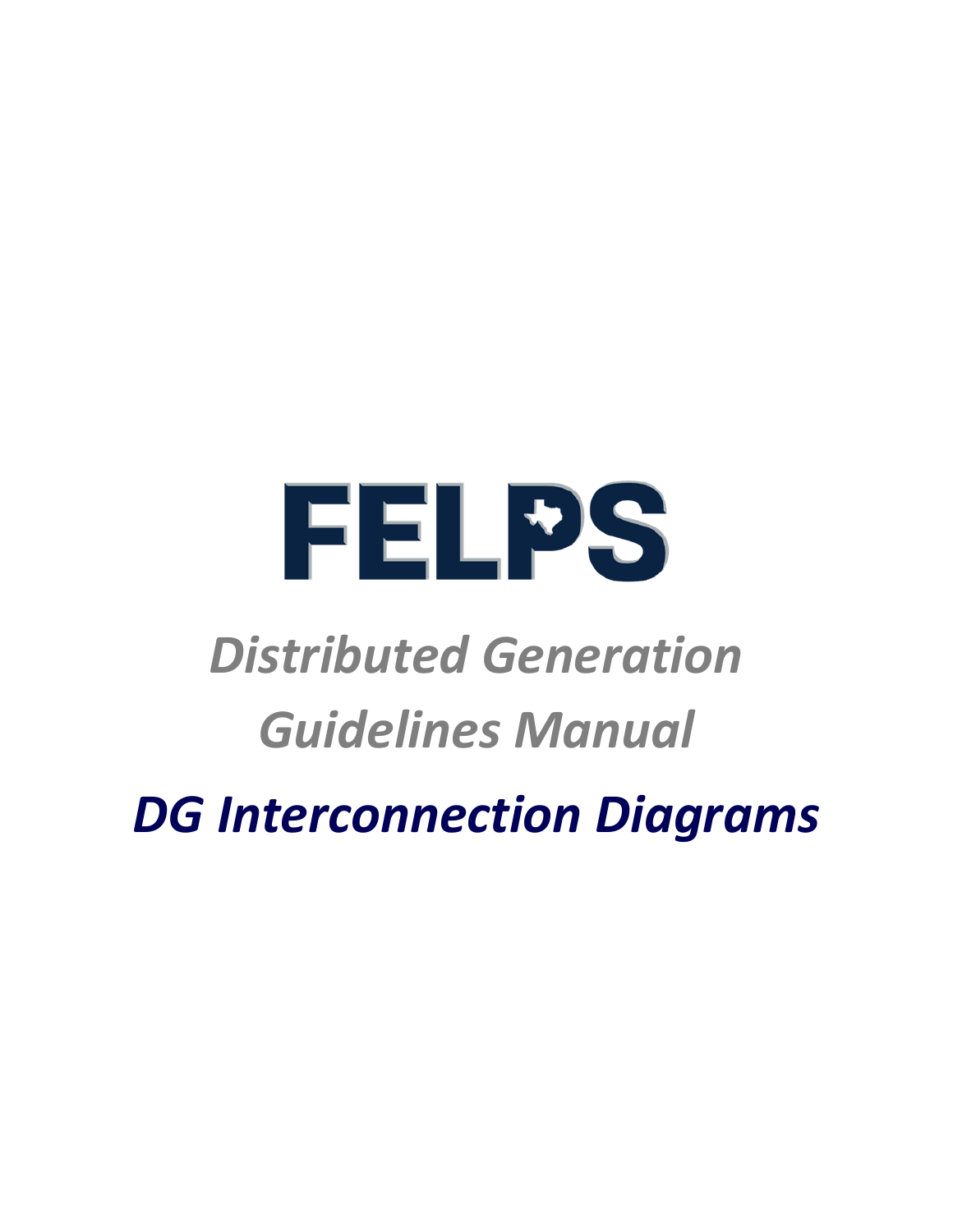# FELPS

*Distributed Generation Guidelines Manual*

## *DG Interconnection Diagrams*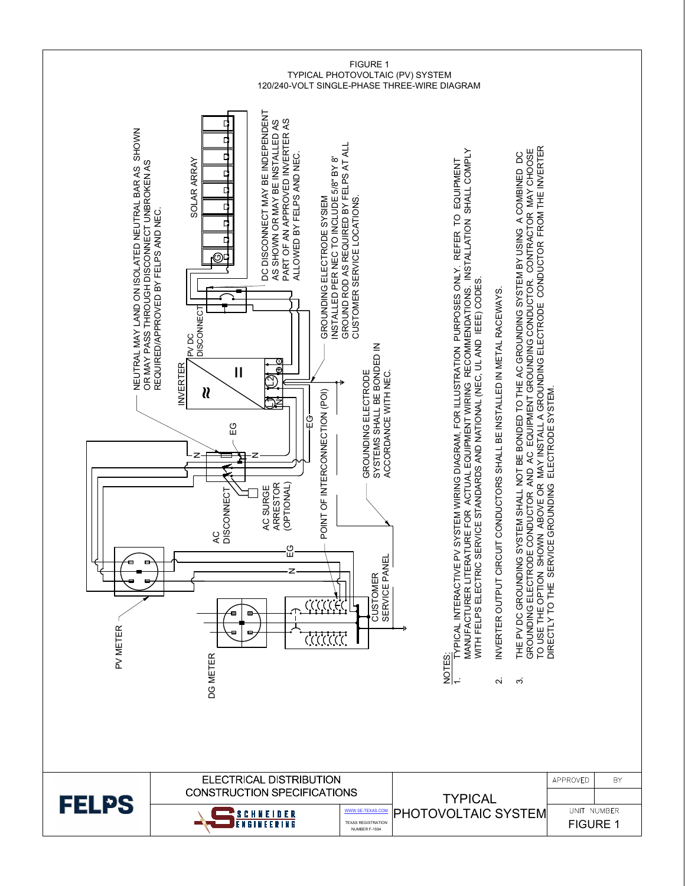# FIGURE 1
## TYPICAL PHOTOVOLTAIC (PV) SYSTEM
## 120/240-VOLT SINGLE-PHASE THREE-WIRE DIAGRAM

NEUTRAL MAY LAND ON ISOLATED NEUTRAL BAR AS SHOWN OR MAY PASS THROUGH DISCONNECT UNBROKEN AS REQUIRED/APPROVED BY FELPS AND NEC.

SOLAR ARRAY

DC DISCONNECT MAY BE INDEPENDENT AS SHOWN OR MAY BE INSTALLED AS PART OF AN APPROVED INVERTER AS ALLOWED BY FELPS AND NEC.

GROUNDING ELECTRODE SYSIEM INSTALLED PER NEC TO INCLUDE 5/8" BY 8' GROUND ROD AS REQUIRED BY FELPS AT ALL CUSTOMER SERVICE LOCATIONS.

INVERTER

PV DC DISCONNECT

EG

N

AC DISCONNECT

AC SURGE ARRESTOR (OPTIONAL)

POINT OF INTERCONNECTION (POI)

GROUNDING ELECTRODE SYSTEMS SHALL BE BONDED IN ACCORDANCE WITH NEC.

PV METER

DG METER

CUSTOMER SERVICE PANEL

NOTES:

1. TYPICAL INTERACTIVE PV SYSTEM WIRING DIAGRAM, FOR ILLUSTRATION PURPOSES ONLY. REFER TO EQUIPMENT MANUFACTURER LITERATURE FOR ACTUAL EQUIPMENT WIRING RECOMMENDATIONS. INSTALLATION SHALL COMPLY WITH FELPS ELECTRIC SERVICE STANDARDS AND NATIONAL (NEC, UL AND IEEE) CODES.
2. INVERTER OUTPUT CIRCUIT CONDUCTORS SHALL BE INSTALLED IN METAL RACEWAYS.
3. THE PV DC GROUNDING SYSTEM SHALL NOT BE BONDED TO THE AC GROUNDING SYSTEM BY USING A COMBINED DC GROUNDING ELECTRODE CONDUCTOR AND AC EQUIPMENT GROUNDING CONDUCTOR. CONTRACTOR MAY CHOOSE TO USE THE OPTION SHOWN ABOVE OR MAY INSTALL A GROUNDING ELECTRODE CONDUCTOR FROM THE INVERTER DIRECTLY TO THE SERVICE GROUNDING ELECTRODE SYSTEM.

| FELPS | ELECTRICAL DISTRIBUTION CONSTRUCTION SPECIFICATIONS | | TYPICAL PHOTOVOLTAIC SYSTEM | APPROVED | BY |
|---|---|---|---|---|---|
| | SCHNEIDER ENGINEERING | WWW.SE-TEXAS.COM TEXAS REGISTRATION NUMBER F-1594 | | UNIT NUMBER FIGURE 1 | |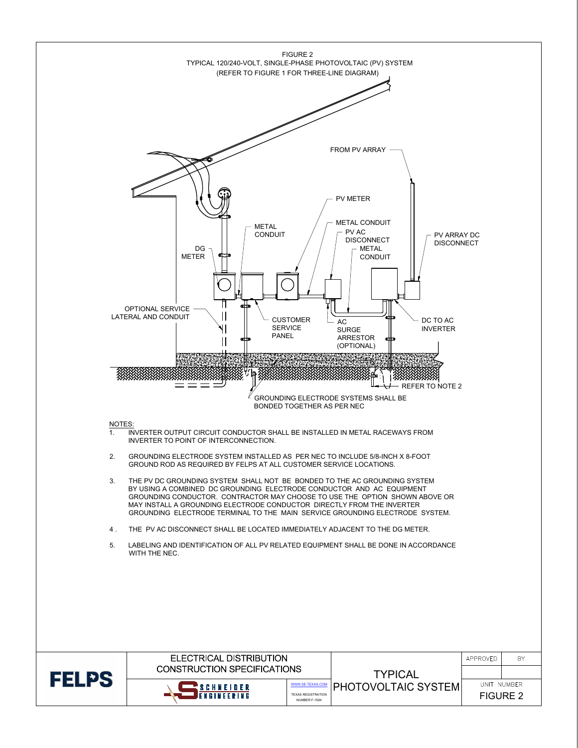FIGURE 2

TYPICAL 120/240-VOLT, SINGLE-PHASE PHOTOVOLTAIC (PV) SYSTEM

(REFER TO FIGURE 1 FOR THREE-LINE DIAGRAM)

FROM PV ARRAY

PV METER

METAL CONDUIT

METAL CONDUIT

PV AC DISCONNECT

PV ARRAY DC DISCONNECT

DG METER

METAL CONDUIT

OPTIONAL SERVICE LATERAL AND CONDUIT

CUSTOMER SERVICE PANEL

AC SURGE ARRESTOR (OPTIONAL)

DC TO AC INVERTER

REFER TO NOTE 2

GROUNDING ELECTRODE SYSTEMS SHALL BE BONDED TOGETHER AS PER NEC

NOTES:

1. INVERTER OUTPUT CIRCUIT CONDUCTOR SHALL BE INSTALLED IN METAL RACEWAYS FROM INVERTER TO POINT OF INTERCONNECTION.
2. GROUNDING ELECTRODE SYSTEM INSTALLED AS PER NEC TO INCLUDE 5/8-INCH X 8-FOOT GROUND ROD AS REQUIRED BY FELPS AT ALL CUSTOMER SERVICE LOCATIONS.
3. THE PV DC GROUNDING SYSTEM SHALL NOT BE BONDED TO THE AC GROUNDING SYSTEM BY USING A COMBINED DC GROUNDING ELECTRODE CONDUCTOR AND AC EQUIPMENT GROUNDING CONDUCTOR. CONTRACTOR MAY CHOOSE TO USE THE OPTION SHOWN ABOVE OR MAY INSTALL A GROUNDING ELECTRODE CONDUCTOR DIRECTLY FROM THE INVERTER GROUNDING ELECTRODE TERMINAL TO THE MAIN SERVICE GROUNDING ELECTRODE SYSTEM.
4. THE PV AC DISCONNECT SHALL BE LOCATED IMMEDIATELY ADJACENT TO THE DG METER.
5. LABELING AND IDENTIFICATION OF ALL PV RELATED EQUIPMENT SHALL BE DONE IN ACCORDANCE WITH THE NEC.

| FELPS | ELECTRICAL DISTRIBUTION CONSTRUCTION SPECIFICATIONS | | TYPICAL PHOTOVOLTAIC SYSTEM | APPROVED | BY |
|---|---|---|---|---|---|
| | SCHNEIDER ENGINEERING | WWW.SE-TEXAS.COM TEXAS REGISTRATION NUMBER F-1594 | | UNIT NUMBER FIGURE 2 | |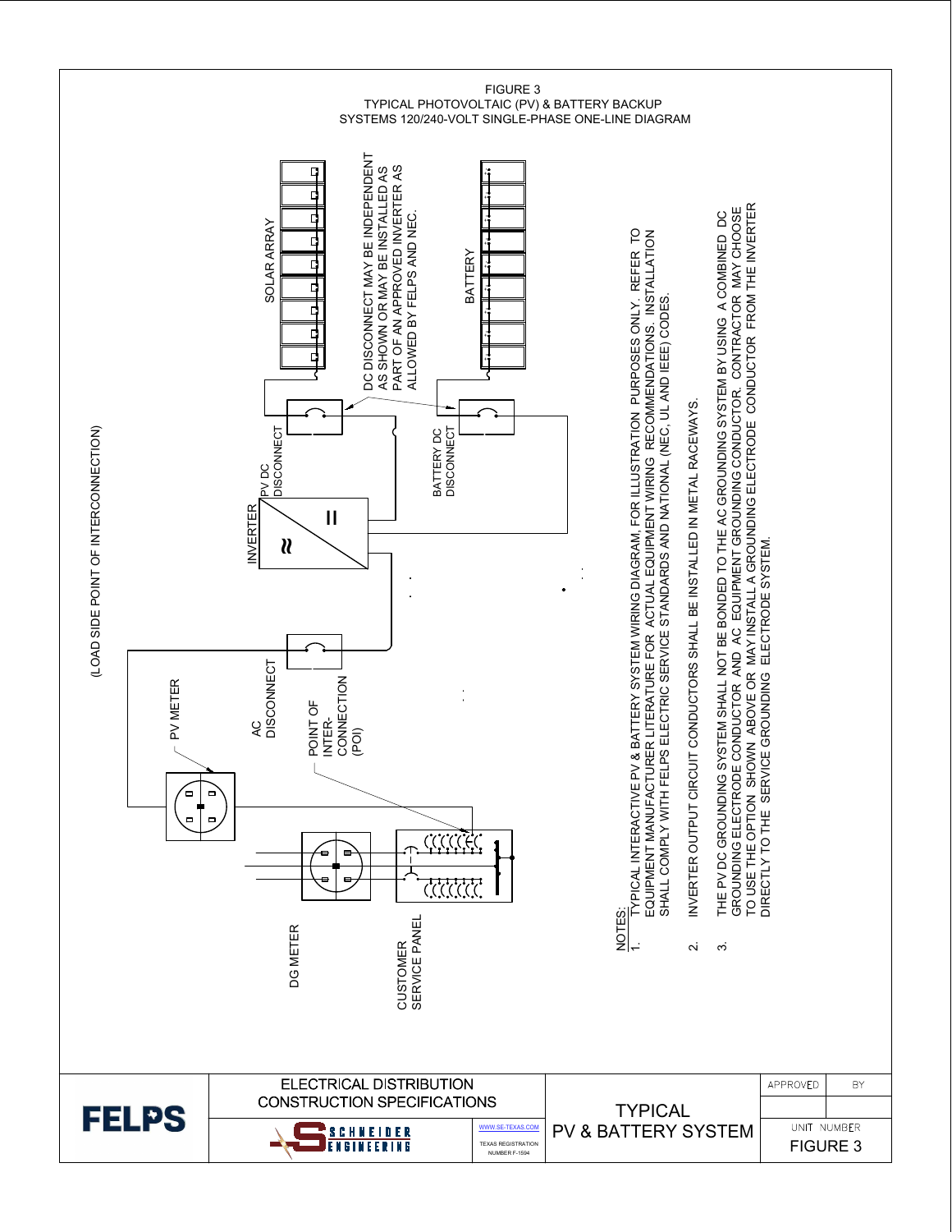# FIGURE 3

## TYPICAL PHOTOVOLTAIC (PV) & BATTERY BACKUP SYSTEMS 120/240-VOLT SINGLE-PHASE ONE-LINE DIAGRAM

(LOAD SIDE POINT OF INTERCONNECTION)

SOLAR ARRAY

BATTERY

DC DISCONNECT MAY BE INDEPENDENT AS SHOWN OR MAY BE INSTALLED AS PART OF AN APPROVED INVERTER AS ALLOWED BY FELPS AND NEC.

PV DC DISCONNECT

BATTERY DC DISCONNECT

INVERTER

AC DISCONNECT

PV METER

POINT OF INTER-CONNECTION (POI)

DG METER

CUSTOMER SERVICE PANEL

NOTES:

1. TYPICAL INTERACTIVE PV & BATTERY SYSTEM WIRING DIAGRAM, FOR ILLUSTRATION PURPOSES ONLY. REFER TO EQUIPMENT MANUFACTURER LITERATURE FOR ACTUAL EQUIPMENT WIRING RECOMMENDATIONS. INSTALLATION SHALL COMPLY WITH FELPS ELECTRIC SERVICE STANDARDS AND NATIONAL (NEC, UL AND IEEE) CODES.

2. INVERTER OUTPUT CIRCUIT CONDUCTORS SHALL BE INSTALLED IN METAL RACEWAYS.

3. THE PV DC GROUNDING SYSTEM SHALL NOT BE BONDED TO THE AC GROUNDING SYSTEM BY USING A COMBINED DC GROUNDING ELECTRODE CONDUCTOR AND AC EQUIPMENT GROUNDING CONDUCTOR. CONTRACTOR MAY CHOOSE TO USE THE OPTION SHOWN ABOVE OR MAY INSTALL A GROUNDING ELECTRODE CONDUCTOR FROM THE INVERTER DIRECTLY TO THE SERVICE GROUNDING ELECTRODE SYSTEM.

| FELPS | ELECTRICAL DISTRIBUTION CONSTRUCTION SPECIFICATIONS | TYPICAL PV & BATTERY SYSTEM | APPROVED | BY |
|---|---|---|---|---|
| | SCHNEIDER ENGINEERING — WWW.SE-TEXAS.COM — TEXAS REGISTRATION NUMBER F-1594 | | UNIT NUMBER | |
| | | | FIGURE 3 | |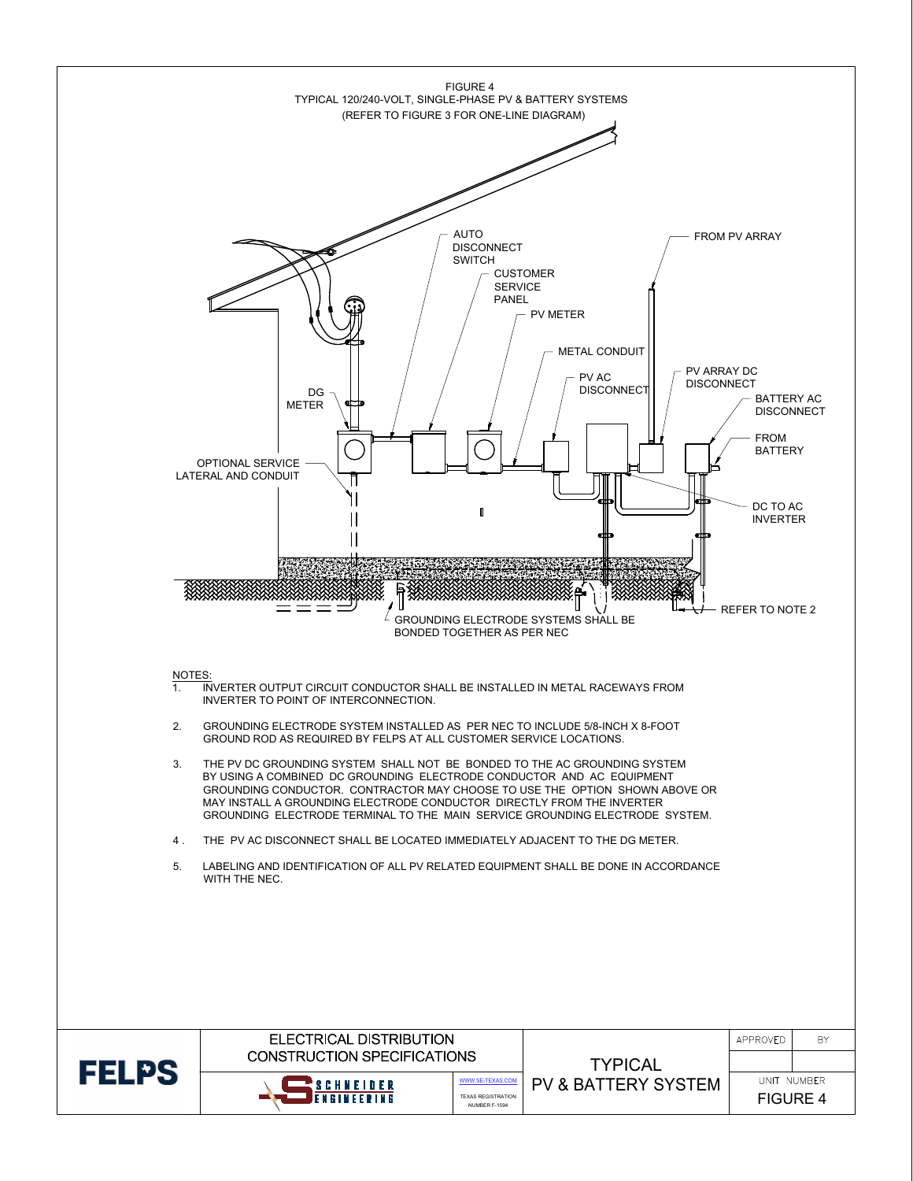FIGURE 4
TYPICAL 120/240-VOLT, SINGLE-PHASE PV & BATTERY SYSTEMS
(REFER TO FIGURE 3 FOR ONE-LINE DIAGRAM)

AUTO DISCONNECT SWITCH

CUSTOMER SERVICE PANEL

PV METER

METAL CONDUIT

PV AC DISCONNECT

FROM PV ARRAY

PV ARRAY DC DISCONNECT

BATTERY AC DISCONNECT

FROM BATTERY

DC TO AC INVERTER

DG METER

OPTIONAL SERVICE LATERAL AND CONDUIT

GROUNDING ELECTRODE SYSTEMS SHALL BE BONDED TOGETHER AS PER NEC

REFER TO NOTE 2

NOTES:

1. INVERTER OUTPUT CIRCUIT CONDUCTOR SHALL BE INSTALLED IN METAL RACEWAYS FROM INVERTER TO POINT OF INTERCONNECTION.
2. GROUNDING ELECTRODE SYSTEM INSTALLED AS PER NEC TO INCLUDE 5/8-INCH X 8-FOOT GROUND ROD AS REQUIRED BY FELPS AT ALL CUSTOMER SERVICE LOCATIONS.
3. THE PV DC GROUNDING SYSTEM SHALL NOT BE BONDED TO THE AC GROUNDING SYSTEM BY USING A COMBINED DC GROUNDING ELECTRODE CONDUCTOR AND AC EQUIPMENT GROUNDING CONDUCTOR. CONTRACTOR MAY CHOOSE TO USE THE OPTION SHOWN ABOVE OR MAY INSTALL A GROUNDING ELECTRODE CONDUCTOR DIRECTLY FROM THE INVERTER GROUNDING ELECTRODE TERMINAL TO THE MAIN SERVICE GROUNDING ELECTRODE SYSTEM.
4. THE PV AC DISCONNECT SHALL BE LOCATED IMMEDIATELY ADJACENT TO THE DG METER.
5. LABELING AND IDENTIFICATION OF ALL PV RELATED EQUIPMENT SHALL BE DONE IN ACCORDANCE WITH THE NEC.

| FELPS | ELECTRICAL DISTRIBUTION CONSTRUCTION SPECIFICATIONS | TYPICAL PV & BATTERY SYSTEM | APPROVED | BY |
|---|---|---|---|---|
| | SCHNEIDER ENGINEERING — WWW.SE-TEXAS.COM — TEXAS REGISTRATION NUMBER F-1594 | | UNIT NUMBER | FIGURE 4 |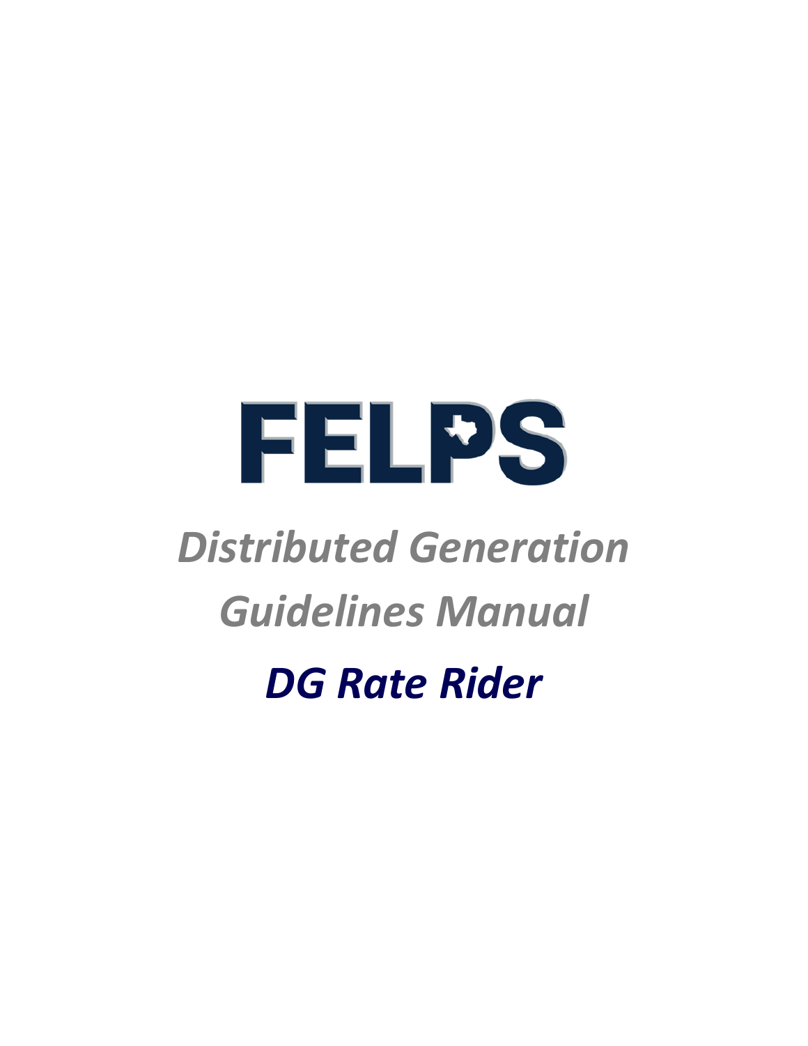# FELPS

## *Distributed Generation Guidelines Manual*

## *DG Rate Rider*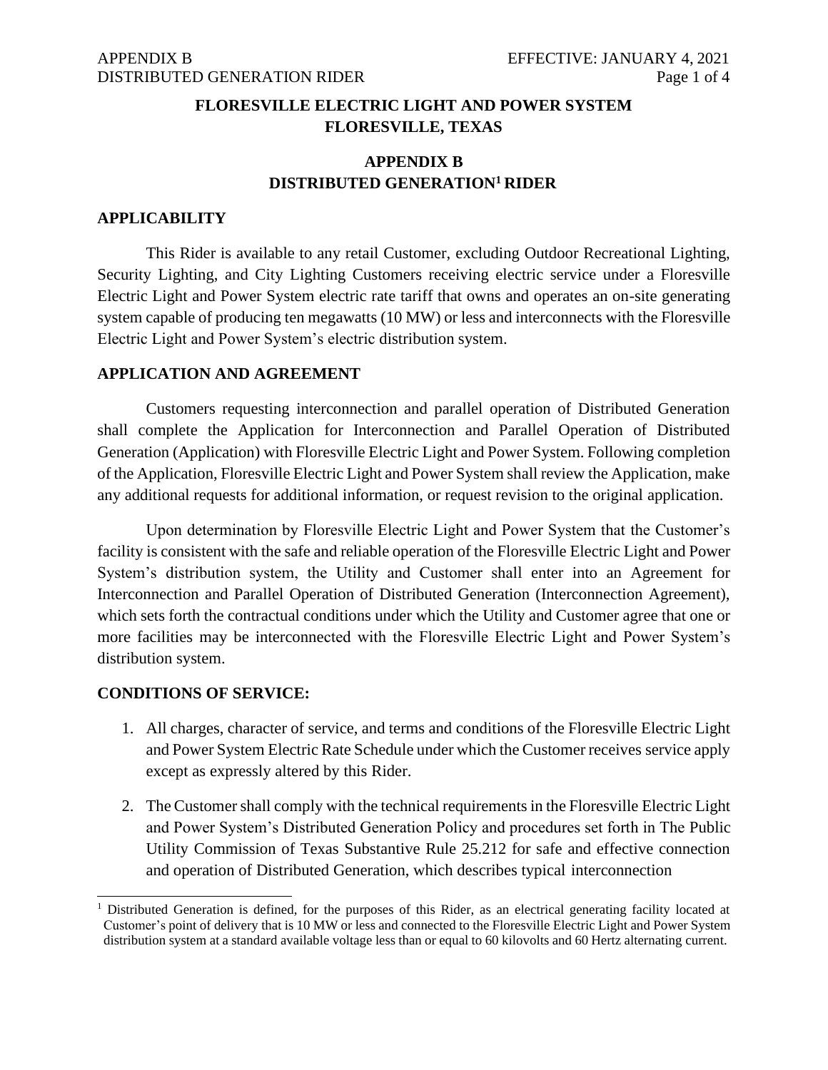**FLORESVILLE ELECTRIC LIGHT AND POWER SYSTEM**
**FLORESVILLE, TEXAS**

# APPENDIX B
# DISTRIBUTED GENERATION[1] RIDER

## APPLICABILITY

This Rider is available to any retail Customer, excluding Outdoor Recreational Lighting, Security Lighting, and City Lighting Customers receiving electric service under a Floresville Electric Light and Power System electric rate tariff that owns and operates an on-site generating system capable of producing ten megawatts (10 MW) or less and interconnects with the Floresville Electric Light and Power System's electric distribution system.

## APPLICATION AND AGREEMENT

Customers requesting interconnection and parallel operation of Distributed Generation shall complete the Application for Interconnection and Parallel Operation of Distributed Generation (Application) with Floresville Electric Light and Power System. Following completion of the Application, Floresville Electric Light and Power System shall review the Application, make any additional requests for additional information, or request revision to the original application.

Upon determination by Floresville Electric Light and Power System that the Customer's facility is consistent with the safe and reliable operation of the Floresville Electric Light and Power System's distribution system, the Utility and Customer shall enter into an Agreement for Interconnection and Parallel Operation of Distributed Generation (Interconnection Agreement), which sets forth the contractual conditions under which the Utility and Customer agree that one or more facilities may be interconnected with the Floresville Electric Light and Power System's distribution system.

## CONDITIONS OF SERVICE:

1. All charges, character of service, and terms and conditions of the Floresville Electric Light and Power System Electric Rate Schedule under which the Customer receives service apply except as expressly altered by this Rider.
2. The Customer shall comply with the technical requirements in the Floresville Electric Light and Power System's Distributed Generation Policy and procedures set forth in The Public Utility Commission of Texas Substantive Rule 25.212 for safe and effective connection and operation of Distributed Generation, which describes typical interconnection

[1] Distributed Generation is defined, for the purposes of this Rider, as an electrical generating facility located at Customer's point of delivery that is 10 MW or less and connected to the Floresville Electric Light and Power System distribution system at a standard available voltage less than or equal to 60 kilovolts and 60 Hertz alternating current.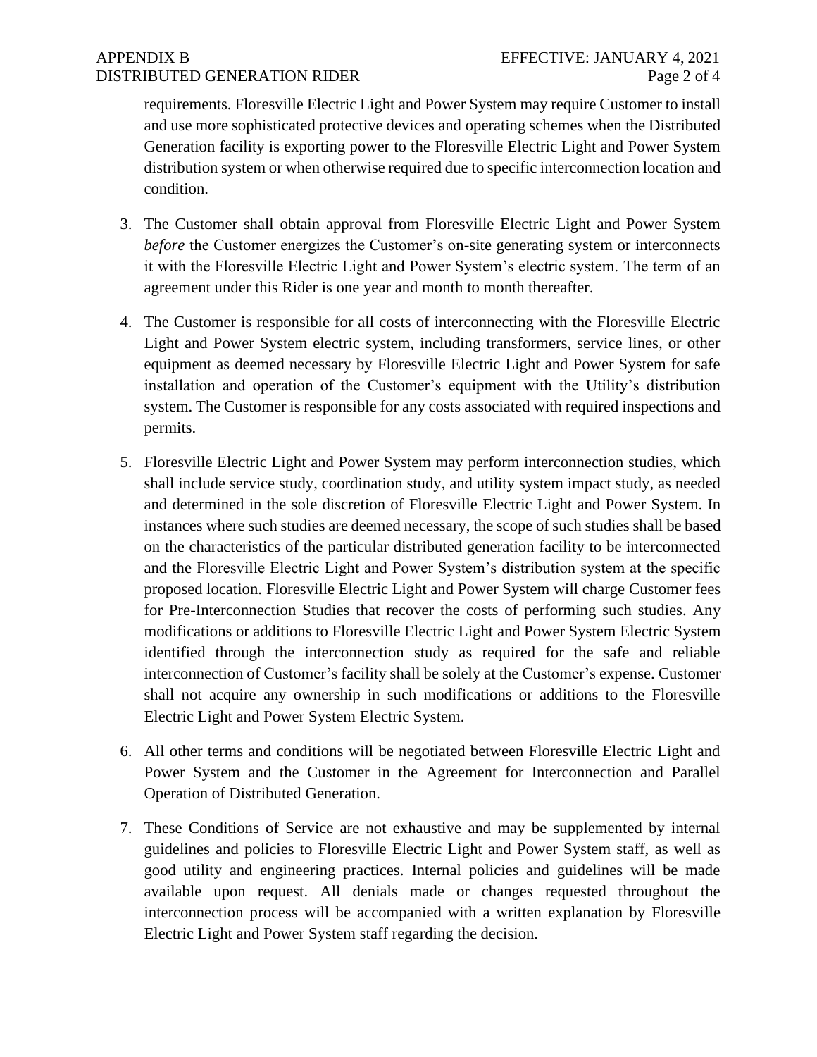requirements. Floresville Electric Light and Power System may require Customer to install and use more sophisticated protective devices and operating schemes when the Distributed Generation facility is exporting power to the Floresville Electric Light and Power System distribution system or when otherwise required due to specific interconnection location and condition.

3. The Customer shall obtain approval from Floresville Electric Light and Power System *before* the Customer energizes the Customer's on-site generating system or interconnects it with the Floresville Electric Light and Power System's electric system. The term of an agreement under this Rider is one year and month to month thereafter.

4. The Customer is responsible for all costs of interconnecting with the Floresville Electric Light and Power System electric system, including transformers, service lines, or other equipment as deemed necessary by Floresville Electric Light and Power System for safe installation and operation of the Customer's equipment with the Utility's distribution system. The Customer is responsible for any costs associated with required inspections and permits.

5. Floresville Electric Light and Power System may perform interconnection studies, which shall include service study, coordination study, and utility system impact study, as needed and determined in the sole discretion of Floresville Electric Light and Power System. In instances where such studies are deemed necessary, the scope of such studies shall be based on the characteristics of the particular distributed generation facility to be interconnected and the Floresville Electric Light and Power System's distribution system at the specific proposed location. Floresville Electric Light and Power System will charge Customer fees for Pre-Interconnection Studies that recover the costs of performing such studies. Any modifications or additions to Floresville Electric Light and Power System Electric System identified through the interconnection study as required for the safe and reliable interconnection of Customer's facility shall be solely at the Customer's expense. Customer shall not acquire any ownership in such modifications or additions to the Floresville Electric Light and Power System Electric System.

6. All other terms and conditions will be negotiated between Floresville Electric Light and Power System and the Customer in the Agreement for Interconnection and Parallel Operation of Distributed Generation.

7. These Conditions of Service are not exhaustive and may be supplemented by internal guidelines and policies to Floresville Electric Light and Power System staff, as well as good utility and engineering practices. Internal policies and guidelines will be made available upon request. All denials made or changes requested throughout the interconnection process will be accompanied with a written explanation by Floresville Electric Light and Power System staff regarding the decision.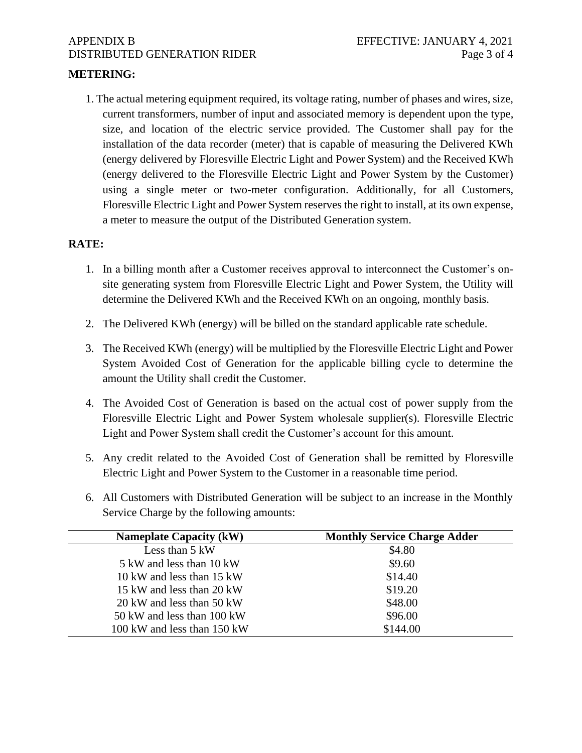**METERING:**

1. The actual metering equipment required, its voltage rating, number of phases and wires, size, current transformers, number of input and associated memory is dependent upon the type, size, and location of the electric service provided. The Customer shall pay for the installation of the data recorder (meter) that is capable of measuring the Delivered KWh (energy delivered by Floresville Electric Light and Power System) and the Received KWh (energy delivered to the Floresville Electric Light and Power System by the Customer) using a single meter or two-meter configuration. Additionally, for all Customers, Floresville Electric Light and Power System reserves the right to install, at its own expense, a meter to measure the output of the Distributed Generation system.

**RATE:**

1. In a billing month after a Customer receives approval to interconnect the Customer's on-site generating system from Floresville Electric Light and Power System, the Utility will determine the Delivered KWh and the Received KWh on an ongoing, monthly basis.
2. The Delivered KWh (energy) will be billed on the standard applicable rate schedule.
3. The Received KWh (energy) will be multiplied by the Floresville Electric Light and Power System Avoided Cost of Generation for the applicable billing cycle to determine the amount the Utility shall credit the Customer.
4. The Avoided Cost of Generation is based on the actual cost of power supply from the Floresville Electric Light and Power System wholesale supplier(s). Floresville Electric Light and Power System shall credit the Customer's account for this amount.
5. Any credit related to the Avoided Cost of Generation shall be remitted by Floresville Electric Light and Power System to the Customer in a reasonable time period.
6. All Customers with Distributed Generation will be subject to an increase in the Monthly Service Charge by the following amounts:

| Nameplate Capacity (kW) | Monthly Service Charge Adder |
|---|---|
| Less than 5 kW | $4.80 |
| 5 kW and less than 10 kW | $9.60 |
| 10 kW and less than 15 kW | $14.40 |
| 15 kW and less than 20 kW | $19.20 |
| 20 kW and less than 50 kW | $48.00 |
| 50 kW and less than 100 kW | $96.00 |
| 100 kW and less than 150 kW | $144.00 |